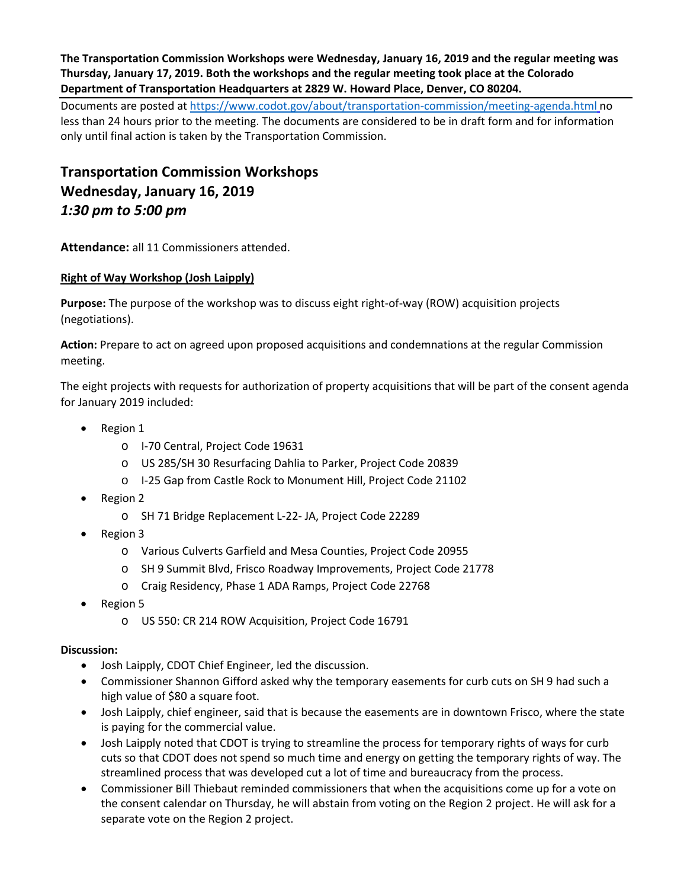**The Transportation Commission Workshops were Wednesday, January 16, 2019 and the regular meeting was Thursday, January 17, 2019. Both the workshops and the regular meeting took place at the Colorado Department of Transportation Headquarters at 2829 W. Howard Place, Denver, CO 80204.**

Documents are posted at https://www.codot.gov/about/transportation-commission/meeting-agenda.html no less than 24 hours prior to the meeting. The documents are considered to be in draft form and for information only until final action is taken by the Transportation Commission.

# Transportation Commission Workshops
# Wednesday, January 16, 2019
# *1:30 pm to 5:00 pm*

**Attendance:** all 11 Commissioners attended.

**Right of Way Workshop (Josh Laipply)**

**Purpose:** The purpose of the workshop was to discuss eight right-of-way (ROW) acquisition projects (negotiations).

**Action:** Prepare to act on agreed upon proposed acquisitions and condemnations at the regular Commission meeting.

The eight projects with requests for authorization of property acquisitions that will be part of the consent agenda for January 2019 included:

- Region 1
  - I-70 Central, Project Code 19631
  - US 285/SH 30 Resurfacing Dahlia to Parker, Project Code 20839
  - I-25 Gap from Castle Rock to Monument Hill, Project Code 21102
- Region 2
  - SH 71 Bridge Replacement L-22- JA, Project Code 22289
- Region 3
  - Various Culverts Garfield and Mesa Counties, Project Code 20955
  - SH 9 Summit Blvd, Frisco Roadway Improvements, Project Code 21778
  - Craig Residency, Phase 1 ADA Ramps, Project Code 22768
- Region 5
  - US 550: CR 214 ROW Acquisition, Project Code 16791

**Discussion:**

- Josh Laipply, CDOT Chief Engineer, led the discussion.
- Commissioner Shannon Gifford asked why the temporary easements for curb cuts on SH 9 had such a high value of $80 a square foot.
- Josh Laipply, chief engineer, said that is because the easements are in downtown Frisco, where the state is paying for the commercial value.
- Josh Laipply noted that CDOT is trying to streamline the process for temporary rights of ways for curb cuts so that CDOT does not spend so much time and energy on getting the temporary rights of way. The streamlined process that was developed cut a lot of time and bureaucracy from the process.
- Commissioner Bill Thiebaut reminded commissioners that when the acquisitions come up for a vote on the consent calendar on Thursday, he will abstain from voting on the Region 2 project. He will ask for a separate vote on the Region 2 project.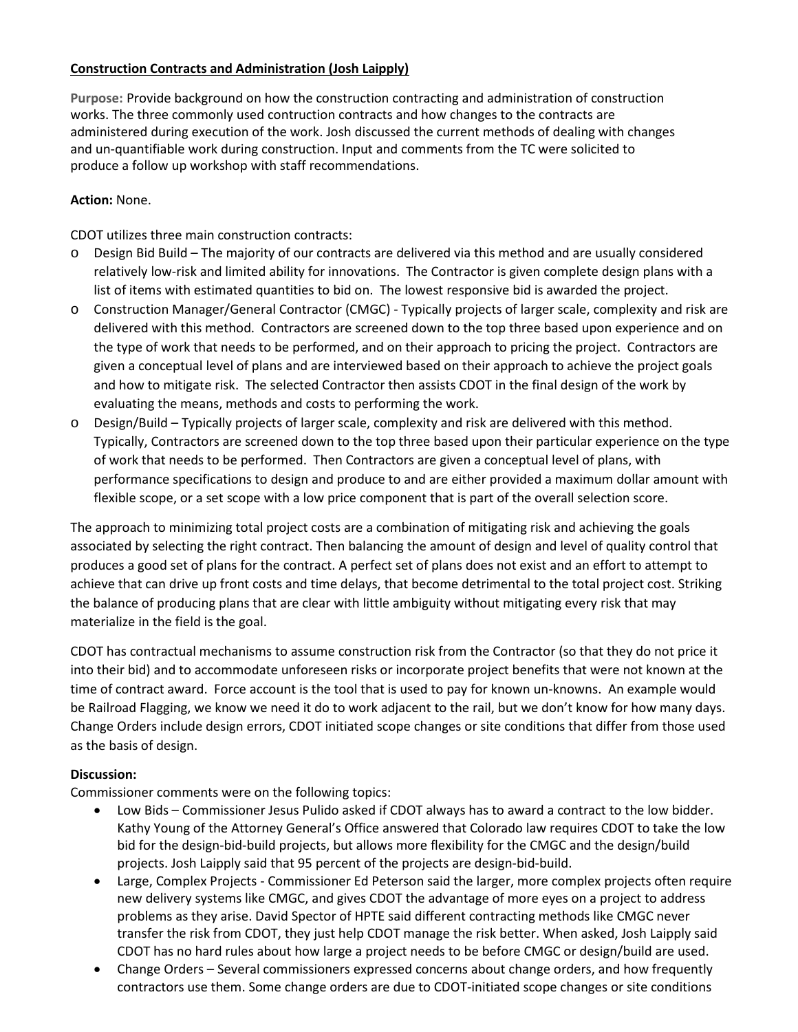**Construction Contracts and Administration (Josh Laipply)**

**Purpose:** Provide background on how the construction contracting and administration of construction works. The three commonly used contruction contracts and how changes to the contracts are administered during execution of the work. Josh discussed the current methods of dealing with changes and un-quantifiable work during construction. Input and comments from the TC were solicited to produce a follow up workshop with staff recommendations.

**Action:** None.

CDOT utilizes three main construction contracts:

- Design Bid Build – The majority of our contracts are delivered via this method and are usually considered relatively low-risk and limited ability for innovations. The Contractor is given complete design plans with a list of items with estimated quantities to bid on. The lowest responsive bid is awarded the project.
- Construction Manager/General Contractor (CMGC) - Typically projects of larger scale, complexity and risk are delivered with this method. Contractors are screened down to the top three based upon experience and on the type of work that needs to be performed, and on their approach to pricing the project. Contractors are given a conceptual level of plans and are interviewed based on their approach to achieve the project goals and how to mitigate risk. The selected Contractor then assists CDOT in the final design of the work by evaluating the means, methods and costs to performing the work.
- Design/Build – Typically projects of larger scale, complexity and risk are delivered with this method. Typically, Contractors are screened down to the top three based upon their particular experience on the type of work that needs to be performed. Then Contractors are given a conceptual level of plans, with performance specifications to design and produce to and are either provided a maximum dollar amount with flexible scope, or a set scope with a low price component that is part of the overall selection score.

The approach to minimizing total project costs are a combination of mitigating risk and achieving the goals associated by selecting the right contract. Then balancing the amount of design and level of quality control that produces a good set of plans for the contract. A perfect set of plans does not exist and an effort to attempt to achieve that can drive up front costs and time delays, that become detrimental to the total project cost. Striking the balance of producing plans that are clear with little ambiguity without mitigating every risk that may materialize in the field is the goal.

CDOT has contractual mechanisms to assume construction risk from the Contractor (so that they do not price it into their bid) and to accommodate unforeseen risks or incorporate project benefits that were not known at the time of contract award. Force account is the tool that is used to pay for known un-knowns. An example would be Railroad Flagging, we know we need it do to work adjacent to the rail, but we don't know for how many days. Change Orders include design errors, CDOT initiated scope changes or site conditions that differ from those used as the basis of design.

**Discussion:**

Commissioner comments were on the following topics:

- Low Bids – Commissioner Jesus Pulido asked if CDOT always has to award a contract to the low bidder. Kathy Young of the Attorney General's Office answered that Colorado law requires CDOT to take the low bid for the design-bid-build projects, but allows more flexibility for the CMGC and the design/build projects. Josh Laipply said that 95 percent of the projects are design-bid-build.
- Large, Complex Projects - Commissioner Ed Peterson said the larger, more complex projects often require new delivery systems like CMGC, and gives CDOT the advantage of more eyes on a project to address problems as they arise. David Spector of HPTE said different contracting methods like CMGC never transfer the risk from CDOT, they just help CDOT manage the risk better. When asked, Josh Laipply said CDOT has no hard rules about how large a project needs to be before CMGC or design/build are used.
- Change Orders – Several commissioners expressed concerns about change orders, and how frequently contractors use them. Some change orders are due to CDOT-initiated scope changes or site conditions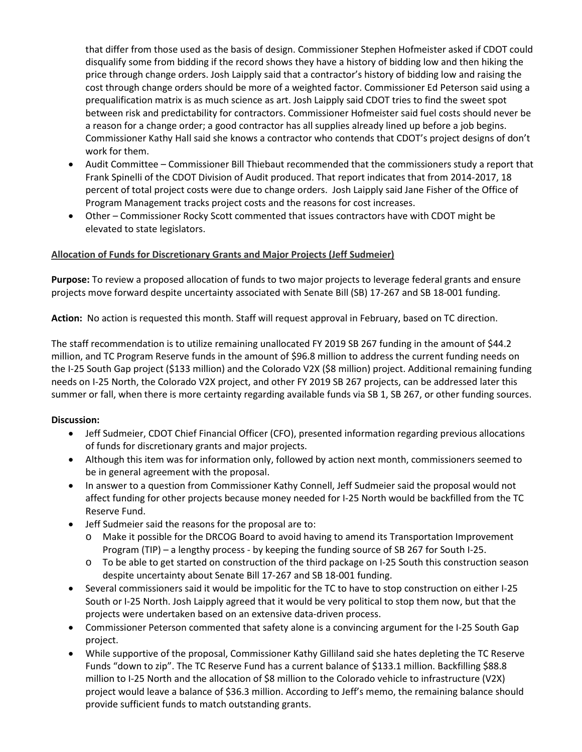that differ from those used as the basis of design. Commissioner Stephen Hofmeister asked if CDOT could disqualify some from bidding if the record shows they have a history of bidding low and then hiking the price through change orders. Josh Laipply said that a contractor's history of bidding low and raising the cost through change orders should be more of a weighted factor. Commissioner Ed Peterson said using a prequalification matrix is as much science as art. Josh Laipply said CDOT tries to find the sweet spot between risk and predictability for contractors. Commissioner Hofmeister said fuel costs should never be a reason for a change order; a good contractor has all supplies already lined up before a job begins. Commissioner Kathy Hall said she knows a contractor who contends that CDOT's project designs of don't work for them.

- Audit Committee – Commissioner Bill Thiebaut recommended that the commissioners study a report that Frank Spinelli of the CDOT Division of Audit produced. That report indicates that from 2014-2017, 18 percent of total project costs were due to change orders. Josh Laipply said Jane Fisher of the Office of Program Management tracks project costs and the reasons for cost increases.
- Other – Commissioner Rocky Scott commented that issues contractors have with CDOT might be elevated to state legislators.

<u>**Allocation of Funds for Discretionary Grants and Major Projects (Jeff Sudmeier)**</u>

**Purpose:** To review a proposed allocation of funds to two major projects to leverage federal grants and ensure projects move forward despite uncertainty associated with Senate Bill (SB) 17-267 and SB 18-001 funding.

**Action:** No action is requested this month. Staff will request approval in February, based on TC direction.

The staff recommendation is to utilize remaining unallocated FY 2019 SB 267 funding in the amount of $44.2 million, and TC Program Reserve funds in the amount of $96.8 million to address the current funding needs on the I-25 South Gap project ($133 million) and the Colorado V2X ($8 million) project. Additional remaining funding needs on I-25 North, the Colorado V2X project, and other FY 2019 SB 267 projects, can be addressed later this summer or fall, when there is more certainty regarding available funds via SB 1, SB 267, or other funding sources.

**Discussion:**

- Jeff Sudmeier, CDOT Chief Financial Officer (CFO), presented information regarding previous allocations of funds for discretionary grants and major projects.
- Although this item was for information only, followed by action next month, commissioners seemed to be in general agreement with the proposal.
- In answer to a question from Commissioner Kathy Connell, Jeff Sudmeier said the proposal would not affect funding for other projects because money needed for I-25 North would be backfilled from the TC Reserve Fund.
- Jeff Sudmeier said the reasons for the proposal are to:
  - Make it possible for the DRCOG Board to avoid having to amend its Transportation Improvement Program (TIP) – a lengthy process - by keeping the funding source of SB 267 for South I-25.
  - To be able to get started on construction of the third package on I-25 South this construction season despite uncertainty about Senate Bill 17-267 and SB 18-001 funding.
- Several commissioners said it would be impolitic for the TC to have to stop construction on either I-25 South or I-25 North. Josh Laipply agreed that it would be very political to stop them now, but that the projects were undertaken based on an extensive data-driven process.
- Commissioner Peterson commented that safety alone is a convincing argument for the I-25 South Gap project.
- While supportive of the proposal, Commissioner Kathy Gilliland said she hates depleting the TC Reserve Funds "down to zip". The TC Reserve Fund has a current balance of $133.1 million. Backfilling $88.8 million to I-25 North and the allocation of $8 million to the Colorado vehicle to infrastructure (V2X) project would leave a balance of $36.3 million. According to Jeff's memo, the remaining balance should provide sufficient funds to match outstanding grants.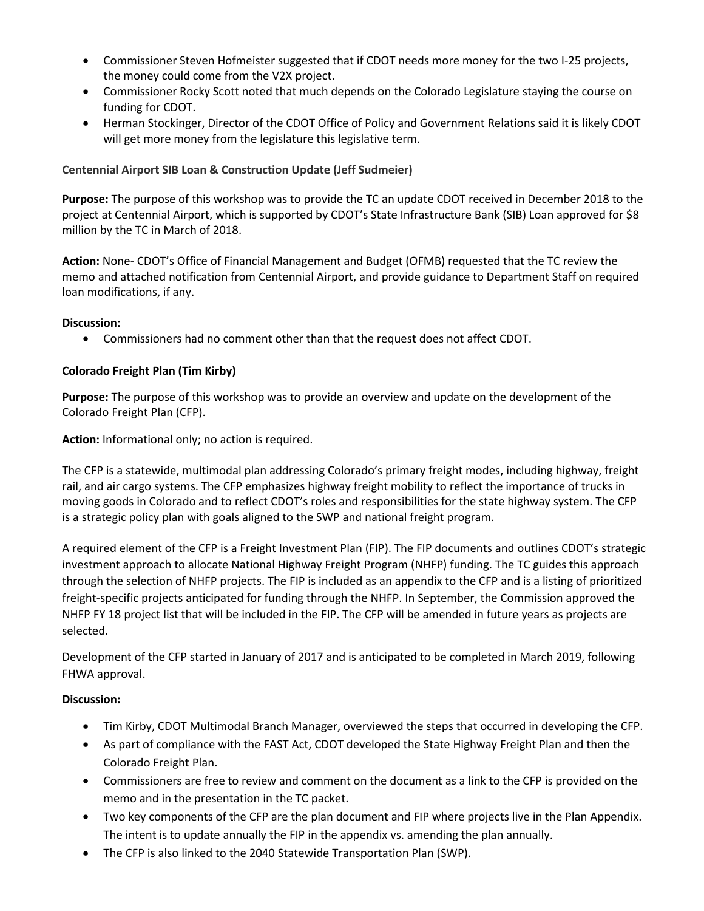- Commissioner Steven Hofmeister suggested that if CDOT needs more money for the two I-25 projects, the money could come from the V2X project.
- Commissioner Rocky Scott noted that much depends on the Colorado Legislature staying the course on funding for CDOT.
- Herman Stockinger, Director of the CDOT Office of Policy and Government Relations said it is likely CDOT will get more money from the legislature this legislative term.

**Centennial Airport SIB Loan & Construction Update (Jeff Sudmeier)**

**Purpose:** The purpose of this workshop was to provide the TC an update CDOT received in December 2018 to the project at Centennial Airport, which is supported by CDOT's State Infrastructure Bank (SIB) Loan approved for $8 million by the TC in March of 2018.

**Action:** None- CDOT's Office of Financial Management and Budget (OFMB) requested that the TC review the memo and attached notification from Centennial Airport, and provide guidance to Department Staff on required loan modifications, if any.

**Discussion:**

- Commissioners had no comment other than that the request does not affect CDOT.

**Colorado Freight Plan (Tim Kirby)**

**Purpose:** The purpose of this workshop was to provide an overview and update on the development of the Colorado Freight Plan (CFP).

**Action:** Informational only; no action is required.

The CFP is a statewide, multimodal plan addressing Colorado's primary freight modes, including highway, freight rail, and air cargo systems. The CFP emphasizes highway freight mobility to reflect the importance of trucks in moving goods in Colorado and to reflect CDOT's roles and responsibilities for the state highway system. The CFP is a strategic policy plan with goals aligned to the SWP and national freight program.

A required element of the CFP is a Freight Investment Plan (FIP). The FIP documents and outlines CDOT's strategic investment approach to allocate National Highway Freight Program (NHFP) funding. The TC guides this approach through the selection of NHFP projects. The FIP is included as an appendix to the CFP and is a listing of prioritized freight-specific projects anticipated for funding through the NHFP. In September, the Commission approved the NHFP FY 18 project list that will be included in the FIP. The CFP will be amended in future years as projects are selected.

Development of the CFP started in January of 2017 and is anticipated to be completed in March 2019, following FHWA approval.

**Discussion:**

- Tim Kirby, CDOT Multimodal Branch Manager, overviewed the steps that occurred in developing the CFP.
- As part of compliance with the FAST Act, CDOT developed the State Highway Freight Plan and then the Colorado Freight Plan.
- Commissioners are free to review and comment on the document as a link to the CFP is provided on the memo and in the presentation in the TC packet.
- Two key components of the CFP are the plan document and FIP where projects live in the Plan Appendix. The intent is to update annually the FIP in the appendix vs. amending the plan annually.
- The CFP is also linked to the 2040 Statewide Transportation Plan (SWP).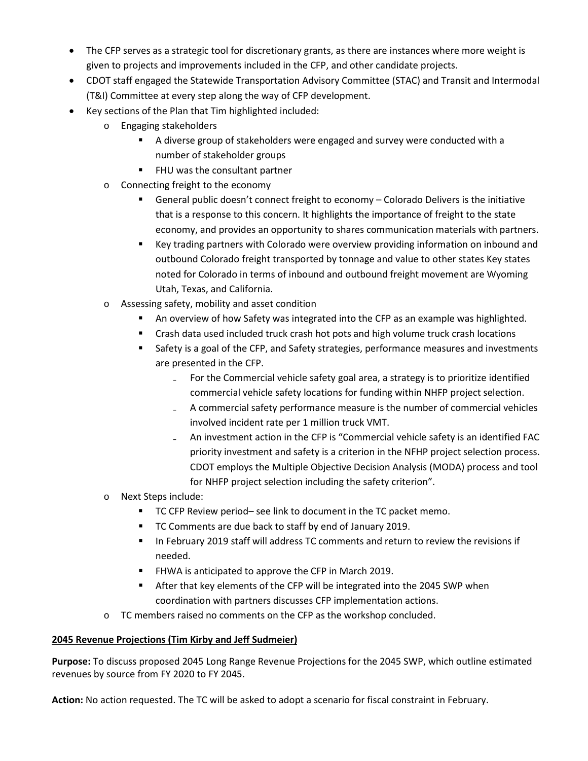- The CFP serves as a strategic tool for discretionary grants, as there are instances where more weight is given to projects and improvements included in the CFP, and other candidate projects.
- CDOT staff engaged the Statewide Transportation Advisory Committee (STAC) and Transit and Intermodal (T&I) Committee at every step along the way of CFP development.
- Key sections of the Plan that Tim highlighted included:
    - Engaging stakeholders
        - A diverse group of stakeholders were engaged and survey were conducted with a number of stakeholder groups
        - FHU was the consultant partner
    - Connecting freight to the economy
        - General public doesn't connect freight to economy – Colorado Delivers is the initiative that is a response to this concern. It highlights the importance of freight to the state economy, and provides an opportunity to shares communication materials with partners.
        - Key trading partners with Colorado were overview providing information on inbound and outbound Colorado freight transported by tonnage and value to other states Key states noted for Colorado in terms of inbound and outbound freight movement are Wyoming Utah, Texas, and California.
    - Assessing safety, mobility and asset condition
        - An overview of how Safety was integrated into the CFP as an example was highlighted.
        - Crash data used included truck crash hot pots and high volume truck crash locations
        - Safety is a goal of the CFP, and Safety strategies, performance measures and investments are presented in the CFP.
            - For the Commercial vehicle safety goal area, a strategy is to prioritize identified commercial vehicle safety locations for funding within NHFP project selection.
            - A commercial safety performance measure is the number of commercial vehicles involved incident rate per 1 million truck VMT.
            - An investment action in the CFP is "Commercial vehicle safety is an identified FAC priority investment and safety is a criterion in the NFHP project selection process. CDOT employs the Multiple Objective Decision Analysis (MODA) process and tool for NHFP project selection including the safety criterion".
    - Next Steps include:
        - TC CFP Review period– see link to document in the TC packet memo.
        - TC Comments are due back to staff by end of January 2019.
        - In February 2019 staff will address TC comments and return to review the revisions if needed.
        - FHWA is anticipated to approve the CFP in March 2019.
        - After that key elements of the CFP will be integrated into the 2045 SWP when coordination with partners discusses CFP implementation actions.
    - TC members raised no comments on the CFP as the workshop concluded.

**2045 Revenue Projections (Tim Kirby and Jeff Sudmeier)**

**Purpose:** To discuss proposed 2045 Long Range Revenue Projections for the 2045 SWP, which outline estimated revenues by source from FY 2020 to FY 2045.

**Action:** No action requested. The TC will be asked to adopt a scenario for fiscal constraint in February.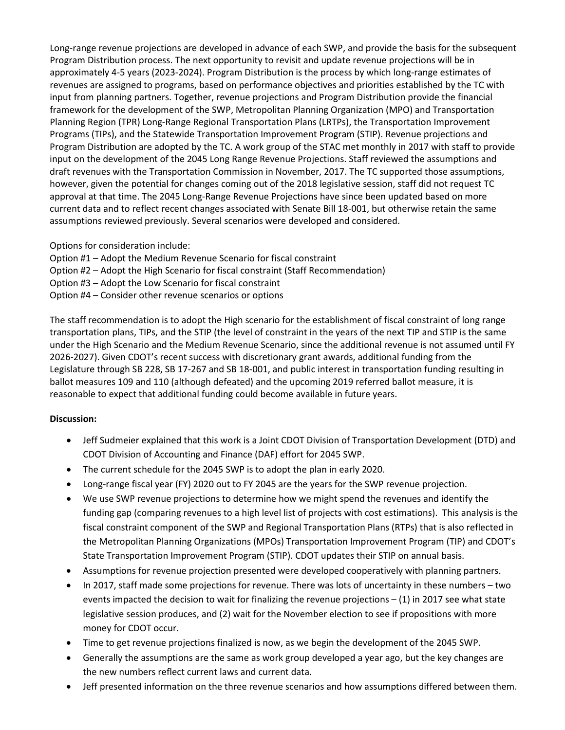Long-range revenue projections are developed in advance of each SWP, and provide the basis for the subsequent Program Distribution process. The next opportunity to revisit and update revenue projections will be in approximately 4-5 years (2023-2024). Program Distribution is the process by which long-range estimates of revenues are assigned to programs, based on performance objectives and priorities established by the TC with input from planning partners. Together, revenue projections and Program Distribution provide the financial framework for the development of the SWP, Metropolitan Planning Organization (MPO) and Transportation Planning Region (TPR) Long-Range Regional Transportation Plans (LRTPs), the Transportation Improvement Programs (TIPs), and the Statewide Transportation Improvement Program (STIP). Revenue projections and Program Distribution are adopted by the TC. A work group of the STAC met monthly in 2017 with staff to provide input on the development of the 2045 Long Range Revenue Projections. Staff reviewed the assumptions and draft revenues with the Transportation Commission in November, 2017. The TC supported those assumptions, however, given the potential for changes coming out of the 2018 legislative session, staff did not request TC approval at that time. The 2045 Long-Range Revenue Projections have since been updated based on more current data and to reflect recent changes associated with Senate Bill 18-001, but otherwise retain the same assumptions reviewed previously. Several scenarios were developed and considered.

Options for consideration include:
Option #1 – Adopt the Medium Revenue Scenario for fiscal constraint
Option #2 – Adopt the High Scenario for fiscal constraint (Staff Recommendation)
Option #3 – Adopt the Low Scenario for fiscal constraint
Option #4 – Consider other revenue scenarios or options

The staff recommendation is to adopt the High scenario for the establishment of fiscal constraint of long range transportation plans, TIPs, and the STIP (the level of constraint in the years of the next TIP and STIP is the same under the High Scenario and the Medium Revenue Scenario, since the additional revenue is not assumed until FY 2026-2027). Given CDOT's recent success with discretionary grant awards, additional funding from the Legislature through SB 228, SB 17-267 and SB 18-001, and public interest in transportation funding resulting in ballot measures 109 and 110 (although defeated) and the upcoming 2019 referred ballot measure, it is reasonable to expect that additional funding could become available in future years.

**Discussion:**

- Jeff Sudmeier explained that this work is a Joint CDOT Division of Transportation Development (DTD) and CDOT Division of Accounting and Finance (DAF) effort for 2045 SWP.
- The current schedule for the 2045 SWP is to adopt the plan in early 2020.
- Long-range fiscal year (FY) 2020 out to FY 2045 are the years for the SWP revenue projection.
- We use SWP revenue projections to determine how we might spend the revenues and identify the funding gap (comparing revenues to a high level list of projects with cost estimations). This analysis is the fiscal constraint component of the SWP and Regional Transportation Plans (RTPs) that is also reflected in the Metropolitan Planning Organizations (MPOs) Transportation Improvement Program (TIP) and CDOT's State Transportation Improvement Program (STIP). CDOT updates their STIP on annual basis.
- Assumptions for revenue projection presented were developed cooperatively with planning partners.
- In 2017, staff made some projections for revenue. There was lots of uncertainty in these numbers – two events impacted the decision to wait for finalizing the revenue projections – (1) in 2017 see what state legislative session produces, and (2) wait for the November election to see if propositions with more money for CDOT occur.
- Time to get revenue projections finalized is now, as we begin the development of the 2045 SWP.
- Generally the assumptions are the same as work group developed a year ago, but the key changes are the new numbers reflect current laws and current data.
- Jeff presented information on the three revenue scenarios and how assumptions differed between them.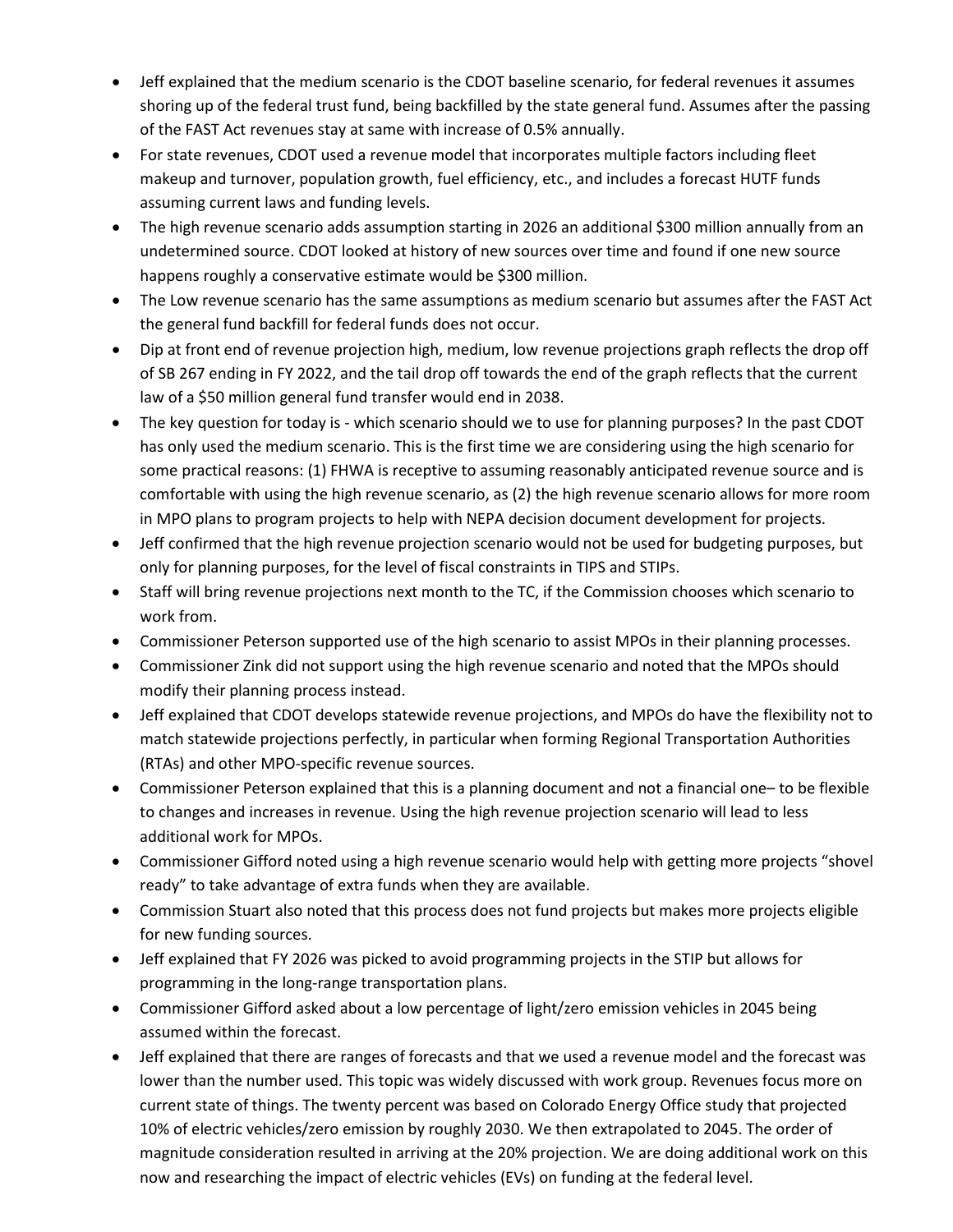- Jeff explained that the medium scenario is the CDOT baseline scenario, for federal revenues it assumes shoring up of the federal trust fund, being backfilled by the state general fund. Assumes after the passing of the FAST Act revenues stay at same with increase of 0.5% annually.
- For state revenues, CDOT used a revenue model that incorporates multiple factors including fleet makeup and turnover, population growth, fuel efficiency, etc., and includes a forecast HUTF funds assuming current laws and funding levels.
- The high revenue scenario adds assumption starting in 2026 an additional $300 million annually from an undetermined source. CDOT looked at history of new sources over time and found if one new source happens roughly a conservative estimate would be $300 million.
- The Low revenue scenario has the same assumptions as medium scenario but assumes after the FAST Act the general fund backfill for federal funds does not occur.
- Dip at front end of revenue projection high, medium, low revenue projections graph reflects the drop off of SB 267 ending in FY 2022, and the tail drop off towards the end of the graph reflects that the current law of a $50 million general fund transfer would end in 2038.
- The key question for today is - which scenario should we to use for planning purposes? In the past CDOT has only used the medium scenario. This is the first time we are considering using the high scenario for some practical reasons: (1) FHWA is receptive to assuming reasonably anticipated revenue source and is comfortable with using the high revenue scenario, as (2) the high revenue scenario allows for more room in MPO plans to program projects to help with NEPA decision document development for projects.
- Jeff confirmed that the high revenue projection scenario would not be used for budgeting purposes, but only for planning purposes, for the level of fiscal constraints in TIPS and STIPs.
- Staff will bring revenue projections next month to the TC, if the Commission chooses which scenario to work from.
- Commissioner Peterson supported use of the high scenario to assist MPOs in their planning processes.
- Commissioner Zink did not support using the high revenue scenario and noted that the MPOs should modify their planning process instead.
- Jeff explained that CDOT develops statewide revenue projections, and MPOs do have the flexibility not to match statewide projections perfectly, in particular when forming Regional Transportation Authorities (RTAs) and other MPO-specific revenue sources.
- Commissioner Peterson explained that this is a planning document and not a financial one– to be flexible to changes and increases in revenue. Using the high revenue projection scenario will lead to less additional work for MPOs.
- Commissioner Gifford noted using a high revenue scenario would help with getting more projects "shovel ready" to take advantage of extra funds when they are available.
- Commission Stuart also noted that this process does not fund projects but makes more projects eligible for new funding sources.
- Jeff explained that FY 2026 was picked to avoid programming projects in the STIP but allows for programming in the long-range transportation plans.
- Commissioner Gifford asked about a low percentage of light/zero emission vehicles in 2045 being assumed within the forecast.
- Jeff explained that there are ranges of forecasts and that we used a revenue model and the forecast was lower than the number used. This topic was widely discussed with work group. Revenues focus more on current state of things. The twenty percent was based on Colorado Energy Office study that projected 10% of electric vehicles/zero emission by roughly 2030. We then extrapolated to 2045. The order of magnitude consideration resulted in arriving at the 20% projection. We are doing additional work on this now and researching the impact of electric vehicles (EVs) on funding at the federal level.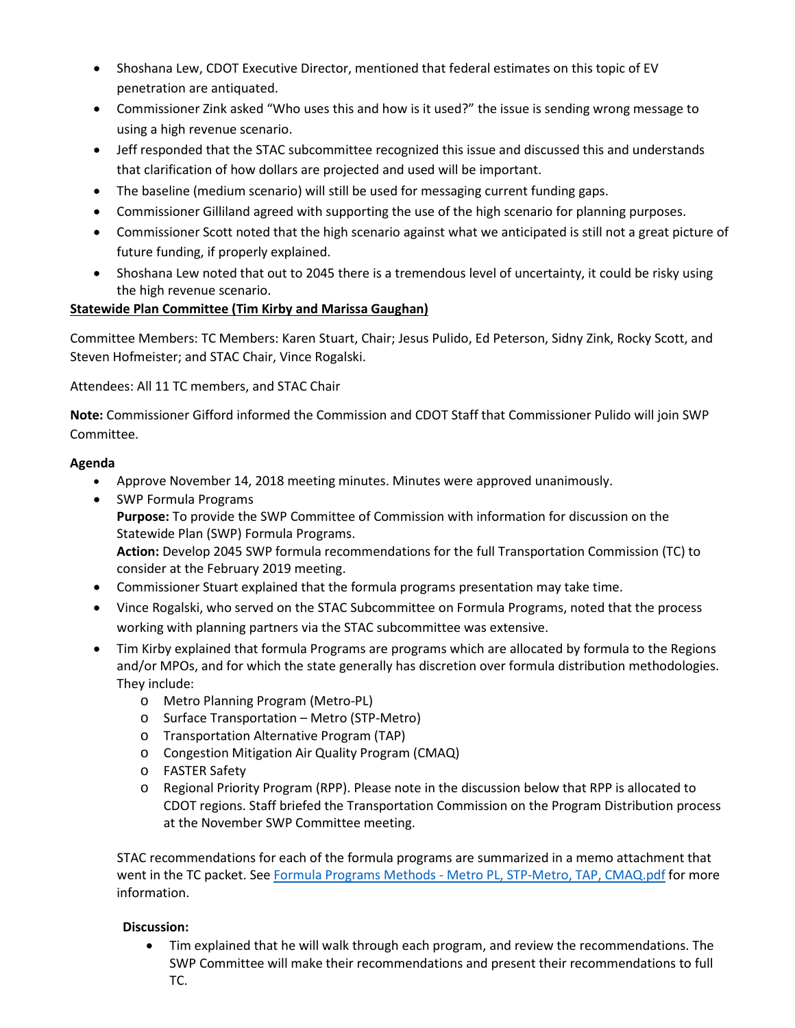- Shoshana Lew, CDOT Executive Director, mentioned that federal estimates on this topic of EV penetration are antiquated.
- Commissioner Zink asked "Who uses this and how is it used?" the issue is sending wrong message to using a high revenue scenario.
- Jeff responded that the STAC subcommittee recognized this issue and discussed this and understands that clarification of how dollars are projected and used will be important.
- The baseline (medium scenario) will still be used for messaging current funding gaps.
- Commissioner Gilliland agreed with supporting the use of the high scenario for planning purposes.
- Commissioner Scott noted that the high scenario against what we anticipated is still not a great picture of future funding, if properly explained.
- Shoshana Lew noted that out to 2045 there is a tremendous level of uncertainty, it could be risky using the high revenue scenario.

**Statewide Plan Committee (Tim Kirby and Marissa Gaughan)**

Committee Members: TC Members: Karen Stuart, Chair; Jesus Pulido, Ed Peterson, Sidny Zink, Rocky Scott, and Steven Hofmeister; and STAC Chair, Vince Rogalski.

Attendees: All 11 TC members, and STAC Chair

**Note:** Commissioner Gifford informed the Commission and CDOT Staff that Commissioner Pulido will join SWP Committee.

**Agenda**

- Approve November 14, 2018 meeting minutes. Minutes were approved unanimously.
- SWP Formula Programs
  **Purpose:** To provide the SWP Committee of Commission with information for discussion on the Statewide Plan (SWP) Formula Programs.
  **Action:** Develop 2045 SWP formula recommendations for the full Transportation Commission (TC) to consider at the February 2019 meeting.
- Commissioner Stuart explained that the formula programs presentation may take time.
- Vince Rogalski, who served on the STAC Subcommittee on Formula Programs, noted that the process working with planning partners via the STAC subcommittee was extensive.
- Tim Kirby explained that formula Programs are programs which are allocated by formula to the Regions and/or MPOs, and for which the state generally has discretion over formula distribution methodologies. They include:
  - Metro Planning Program (Metro-PL)
  - Surface Transportation – Metro (STP-Metro)
  - Transportation Alternative Program (TAP)
  - Congestion Mitigation Air Quality Program (CMAQ)
  - FASTER Safety
  - Regional Priority Program (RPP). Please note in the discussion below that RPP is allocated to CDOT regions. Staff briefed the Transportation Commission on the Program Distribution process at the November SWP Committee meeting.

STAC recommendations for each of the formula programs are summarized in a memo attachment that went in the TC packet. See Formula Programs Methods - Metro PL, STP-Metro, TAP, CMAQ.pdf for more information.

**Discussion:**

- Tim explained that he will walk through each program, and review the recommendations. The SWP Committee will make their recommendations and present their recommendations to full TC.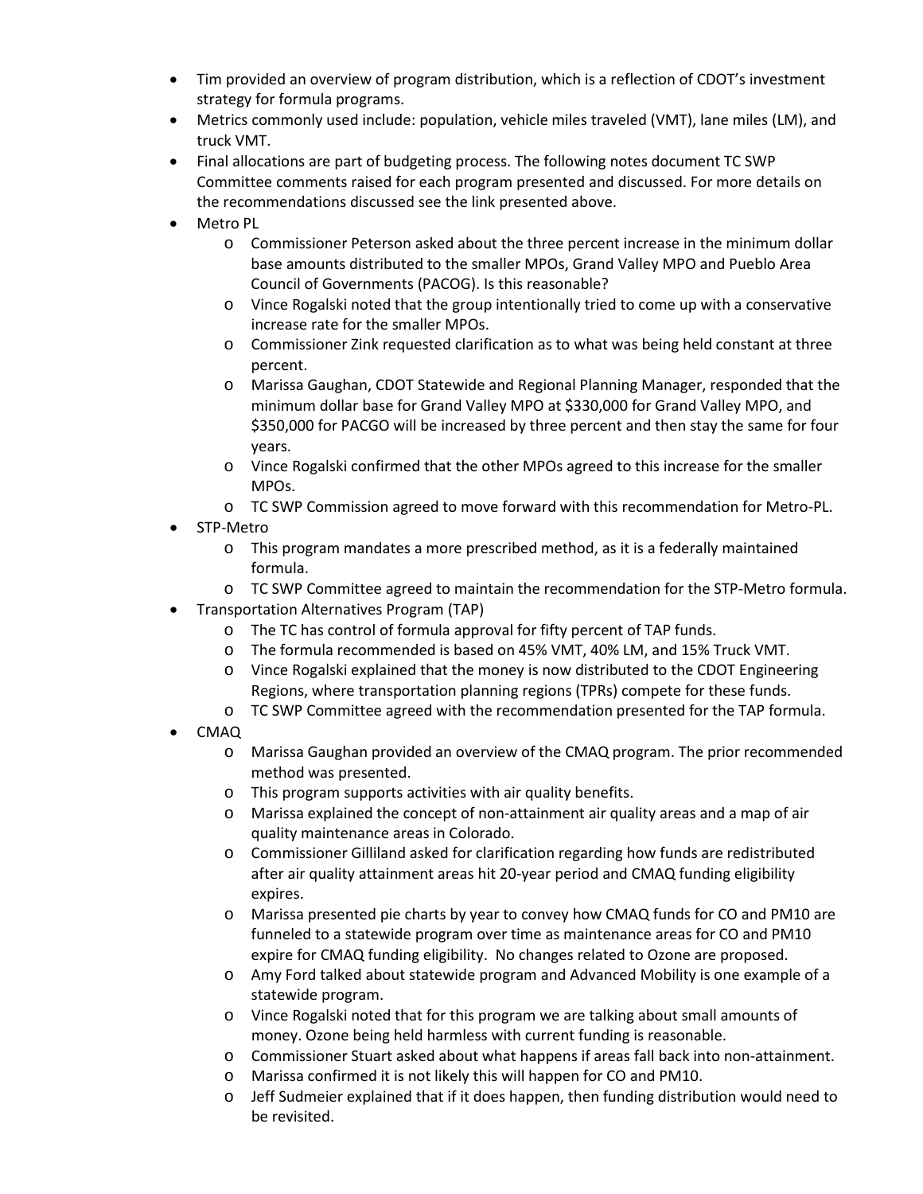- Tim provided an overview of program distribution, which is a reflection of CDOT's investment strategy for formula programs.
- Metrics commonly used include: population, vehicle miles traveled (VMT), lane miles (LM), and truck VMT.
- Final allocations are part of budgeting process. The following notes document TC SWP Committee comments raised for each program presented and discussed. For more details on the recommendations discussed see the link presented above.
- Metro PL
    - Commissioner Peterson asked about the three percent increase in the minimum dollar base amounts distributed to the smaller MPOs, Grand Valley MPO and Pueblo Area Council of Governments (PACOG). Is this reasonable?
    - Vince Rogalski noted that the group intentionally tried to come up with a conservative increase rate for the smaller MPOs.
    - Commissioner Zink requested clarification as to what was being held constant at three percent.
    - Marissa Gaughan, CDOT Statewide and Regional Planning Manager, responded that the minimum dollar base for Grand Valley MPO at $330,000 for Grand Valley MPO, and $350,000 for PACGO will be increased by three percent and then stay the same for four years.
    - Vince Rogalski confirmed that the other MPOs agreed to this increase for the smaller MPOs.
    - TC SWP Commission agreed to move forward with this recommendation for Metro-PL.
- STP-Metro
    - This program mandates a more prescribed method, as it is a federally maintained formula.
    - TC SWP Committee agreed to maintain the recommendation for the STP-Metro formula.
- Transportation Alternatives Program (TAP)
    - The TC has control of formula approval for fifty percent of TAP funds.
    - The formula recommended is based on 45% VMT, 40% LM, and 15% Truck VMT.
    - Vince Rogalski explained that the money is now distributed to the CDOT Engineering Regions, where transportation planning regions (TPRs) compete for these funds.
    - TC SWP Committee agreed with the recommendation presented for the TAP formula.
- CMAQ
    - Marissa Gaughan provided an overview of the CMAQ program. The prior recommended method was presented.
    - This program supports activities with air quality benefits.
    - Marissa explained the concept of non-attainment air quality areas and a map of air quality maintenance areas in Colorado.
    - Commissioner Gilliland asked for clarification regarding how funds are redistributed after air quality attainment areas hit 20-year period and CMAQ funding eligibility expires.
    - Marissa presented pie charts by year to convey how CMAQ funds for CO and PM10 are funneled to a statewide program over time as maintenance areas for CO and PM10 expire for CMAQ funding eligibility. No changes related to Ozone are proposed.
    - Amy Ford talked about statewide program and Advanced Mobility is one example of a statewide program.
    - Vince Rogalski noted that for this program we are talking about small amounts of money. Ozone being held harmless with current funding is reasonable.
    - Commissioner Stuart asked about what happens if areas fall back into non-attainment.
    - Marissa confirmed it is not likely this will happen for CO and PM10.
    - Jeff Sudmeier explained that if it does happen, then funding distribution would need to be revisited.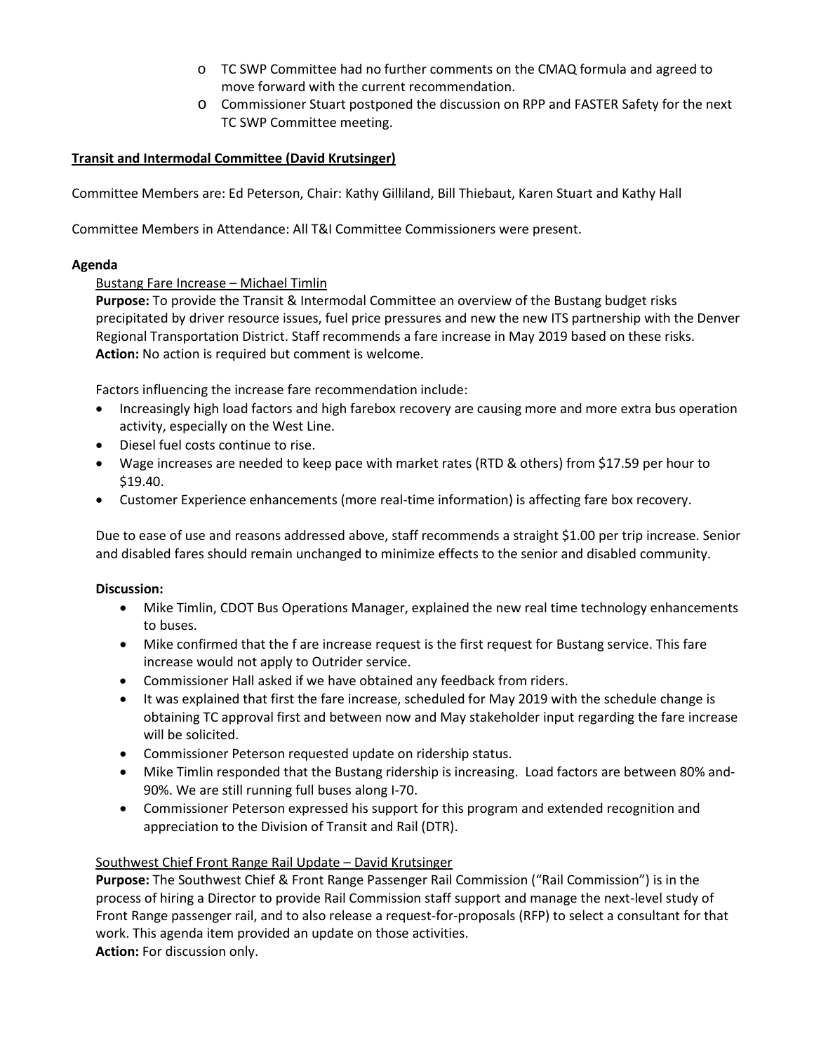- TC SWP Committee had no further comments on the CMAQ formula and agreed to move forward with the current recommendation.
- Commissioner Stuart postponed the discussion on RPP and FASTER Safety for the next TC SWP Committee meeting.

**Transit and Intermodal Committee (David Krutsinger)**

Committee Members are: Ed Peterson, Chair: Kathy Gilliland, Bill Thiebaut, Karen Stuart and Kathy Hall

Committee Members in Attendance: All T&I Committee Commissioners were present.

**Agenda**

Bustang Fare Increase – Michael Timlin

**Purpose:** To provide the Transit & Intermodal Committee an overview of the Bustang budget risks precipitated by driver resource issues, fuel price pressures and new the new ITS partnership with the Denver Regional Transportation District. Staff recommends a fare increase in May 2019 based on these risks.
**Action:** No action is required but comment is welcome.

Factors influencing the increase fare recommendation include:

- Increasingly high load factors and high farebox recovery are causing more and more extra bus operation activity, especially on the West Line.
- Diesel fuel costs continue to rise.
- Wage increases are needed to keep pace with market rates (RTD & others) from $17.59 per hour to $19.40.
- Customer Experience enhancements (more real-time information) is affecting fare box recovery.

Due to ease of use and reasons addressed above, staff recommends a straight $1.00 per trip increase. Senior and disabled fares should remain unchanged to minimize effects to the senior and disabled community.

**Discussion:**

- Mike Timlin, CDOT Bus Operations Manager, explained the new real time technology enhancements to buses.
- Mike confirmed that the f are increase request is the first request for Bustang service. This fare increase would not apply to Outrider service.
- Commissioner Hall asked if we have obtained any feedback from riders.
- It was explained that first the fare increase, scheduled for May 2019 with the schedule change is obtaining TC approval first and between now and May stakeholder input regarding the fare increase will be solicited.
- Commissioner Peterson requested update on ridership status.
- Mike Timlin responded that the Bustang ridership is increasing. Load factors are between 80% and-90%. We are still running full buses along I-70.
- Commissioner Peterson expressed his support for this program and extended recognition and appreciation to the Division of Transit and Rail (DTR).

Southwest Chief Front Range Rail Update – David Krutsinger

**Purpose:** The Southwest Chief & Front Range Passenger Rail Commission ("Rail Commission") is in the process of hiring a Director to provide Rail Commission staff support and manage the next-level study of Front Range passenger rail, and to also release a request-for-proposals (RFP) to select a consultant for that work. This agenda item provided an update on those activities.
**Action:** For discussion only.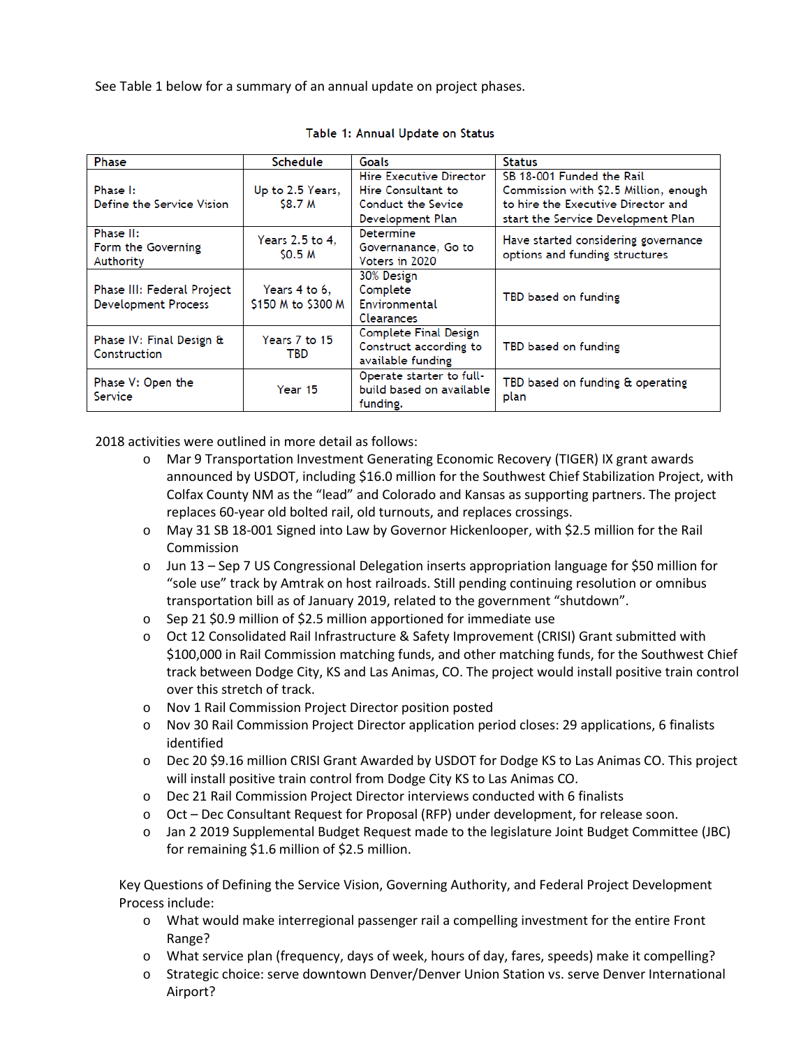See Table 1 below for a summary of an annual update on project phases.

Table 1: Annual Update on Status

| Phase | Schedule | Goals | Status |
|---|---|---|---|
| Phase I: Define the Service Vision | Up to 2.5 Years, $8.7 M | Hire Executive Director Hire Consultant to Conduct the Sevice Development Plan | SB 18-001 Funded the Rail Commission with $2.5 Million, enough to hire the Executive Director and start the Service Development Plan |
| Phase II: Form the Governing Authority | Years 2.5 to 4, $0.5 M | Determine Governanance, Go to Voters in 2020 | Have started considering governance options and funding structures |
| Phase III: Federal Project Development Process | Years 4 to 6, $150 M to $300 M | 30% Design Complete Environmental Clearances | TBD based on funding |
| Phase IV: Final Design & Construction | Years 7 to 15 TBD | Complete Final Design Construct according to available funding | TBD based on funding |
| Phase V: Open the Service | Year 15 | Operate starter to full-build based on available funding. | TBD based on funding & operating plan |

2018 activities were outlined in more detail as follows:

- Mar 9 Transportation Investment Generating Economic Recovery (TIGER) IX grant awards announced by USDOT, including $16.0 million for the Southwest Chief Stabilization Project, with Colfax County NM as the "lead" and Colorado and Kansas as supporting partners. The project replaces 60-year old bolted rail, old turnouts, and replaces crossings.
- May 31 SB 18-001 Signed into Law by Governor Hickenlooper, with $2.5 million for the Rail Commission
- Jun 13 – Sep 7 US Congressional Delegation inserts appropriation language for $50 million for "sole use" track by Amtrak on host railroads. Still pending continuing resolution or omnibus transportation bill as of January 2019, related to the government "shutdown".
- Sep 21 $0.9 million of $2.5 million apportioned for immediate use
- Oct 12 Consolidated Rail Infrastructure & Safety Improvement (CRISI) Grant submitted with $100,000 in Rail Commission matching funds, and other matching funds, for the Southwest Chief track between Dodge City, KS and Las Animas, CO. The project would install positive train control over this stretch of track.
- Nov 1 Rail Commission Project Director position posted
- Nov 30 Rail Commission Project Director application period closes: 29 applications, 6 finalists identified
- Dec 20 $9.16 million CRISI Grant Awarded by USDOT for Dodge KS to Las Animas CO. This project will install positive train control from Dodge City KS to Las Animas CO.
- Dec 21 Rail Commission Project Director interviews conducted with 6 finalists
- Oct – Dec Consultant Request for Proposal (RFP) under development, for release soon.
- Jan 2 2019 Supplemental Budget Request made to the legislature Joint Budget Committee (JBC) for remaining $1.6 million of $2.5 million.

Key Questions of Defining the Service Vision, Governing Authority, and Federal Project Development Process include:

- What would make interregional passenger rail a compelling investment for the entire Front Range?
- What service plan (frequency, days of week, hours of day, fares, speeds) make it compelling?
- Strategic choice: serve downtown Denver/Denver Union Station vs. serve Denver International Airport?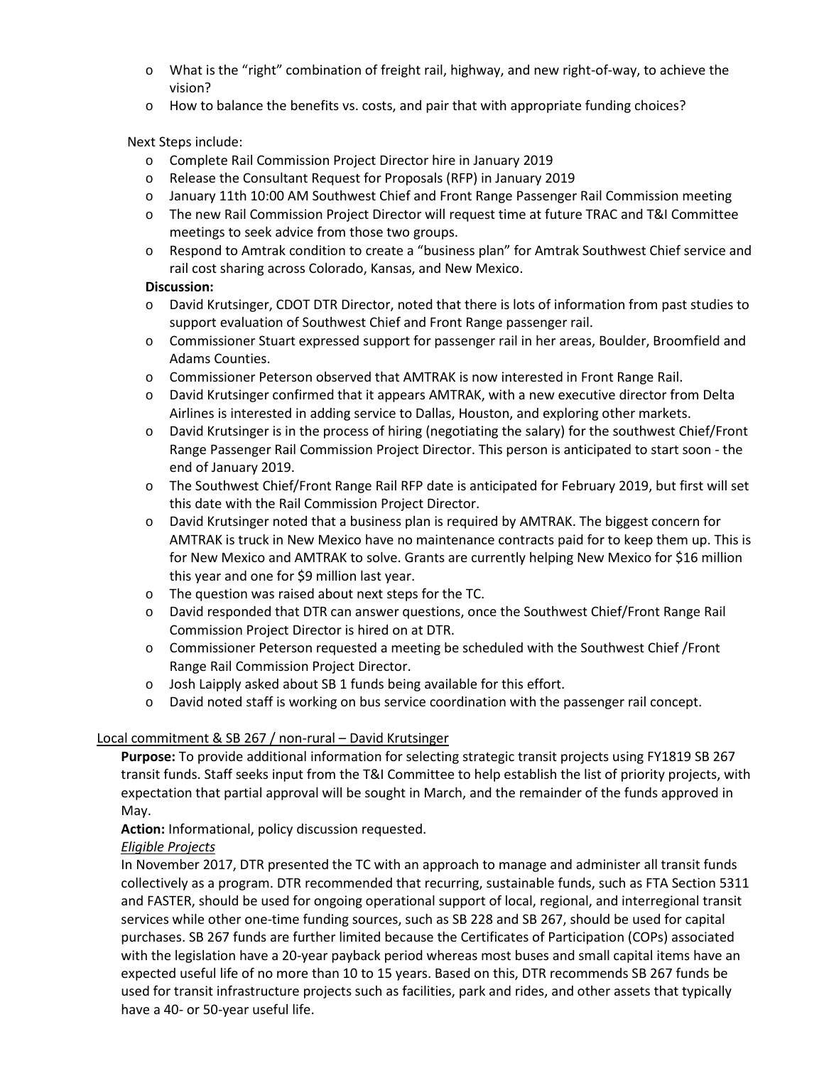- What is the "right" combination of freight rail, highway, and new right-of-way, to achieve the vision?
- How to balance the benefits vs. costs, and pair that with appropriate funding choices?

Next Steps include:

- Complete Rail Commission Project Director hire in January 2019
- Release the Consultant Request for Proposals (RFP) in January 2019
- January 11th 10:00 AM Southwest Chief and Front Range Passenger Rail Commission meeting
- The new Rail Commission Project Director will request time at future TRAC and T&I Committee meetings to seek advice from those two groups.
- Respond to Amtrak condition to create a "business plan" for Amtrak Southwest Chief service and rail cost sharing across Colorado, Kansas, and New Mexico.

**Discussion:**

- David Krutsinger, CDOT DTR Director, noted that there is lots of information from past studies to support evaluation of Southwest Chief and Front Range passenger rail.
- Commissioner Stuart expressed support for passenger rail in her areas, Boulder, Broomfield and Adams Counties.
- Commissioner Peterson observed that AMTRAK is now interested in Front Range Rail.
- David Krutsinger confirmed that it appears AMTRAK, with a new executive director from Delta Airlines is interested in adding service to Dallas, Houston, and exploring other markets.
- David Krutsinger is in the process of hiring (negotiating the salary) for the southwest Chief/Front Range Passenger Rail Commission Project Director. This person is anticipated to start soon - the end of January 2019.
- The Southwest Chief/Front Range Rail RFP date is anticipated for February 2019, but first will set this date with the Rail Commission Project Director.
- David Krutsinger noted that a business plan is required by AMTRAK. The biggest concern for AMTRAK is truck in New Mexico have no maintenance contracts paid for to keep them up. This is for New Mexico and AMTRAK to solve. Grants are currently helping New Mexico for $16 million this year and one for $9 million last year.
- The question was raised about next steps for the TC.
- David responded that DTR can answer questions, once the Southwest Chief/Front Range Rail Commission Project Director is hired on at DTR.
- Commissioner Peterson requested a meeting be scheduled with the Southwest Chief /Front Range Rail Commission Project Director.
- Josh Laipply asked about SB 1 funds being available for this effort.
- David noted staff is working on bus service coordination with the passenger rail concept.

Local commitment & SB 267 / non-rural – David Krutsinger

**Purpose:** To provide additional information for selecting strategic transit projects using FY1819 SB 267 transit funds. Staff seeks input from the T&I Committee to help establish the list of priority projects, with expectation that partial approval will be sought in March, and the remainder of the funds approved in May.

**Action:** Informational, policy discussion requested.

*Eligible Projects*

In November 2017, DTR presented the TC with an approach to manage and administer all transit funds collectively as a program. DTR recommended that recurring, sustainable funds, such as FTA Section 5311 and FASTER, should be used for ongoing operational support of local, regional, and interregional transit services while other one-time funding sources, such as SB 228 and SB 267, should be used for capital purchases. SB 267 funds are further limited because the Certificates of Participation (COPs) associated with the legislation have a 20-year payback period whereas most buses and small capital items have an expected useful life of no more than 10 to 15 years. Based on this, DTR recommends SB 267 funds be used for transit infrastructure projects such as facilities, park and rides, and other assets that typically have a 40- or 50-year useful life.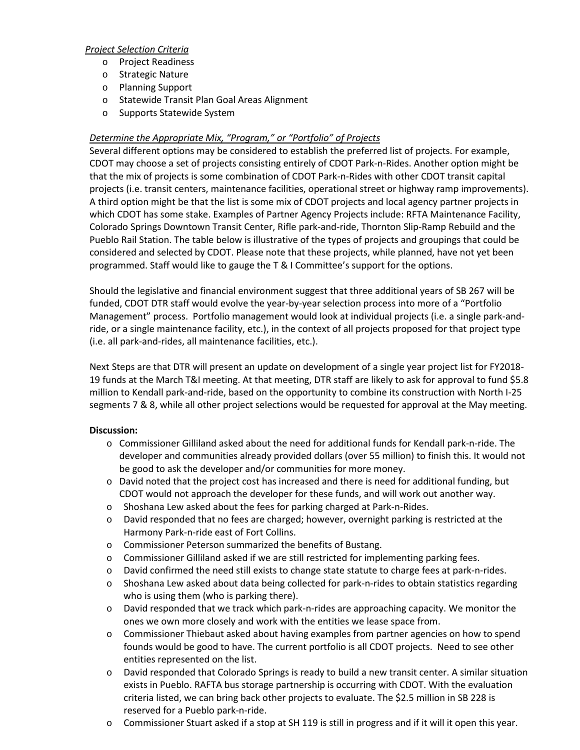*Project Selection Criteria*

- Project Readiness
- Strategic Nature
- Planning Support
- Statewide Transit Plan Goal Areas Alignment
- Supports Statewide System

*Determine the Appropriate Mix, "Program," or "Portfolio" of Projects*

Several different options may be considered to establish the preferred list of projects. For example, CDOT may choose a set of projects consisting entirely of CDOT Park-n-Rides. Another option might be that the mix of projects is some combination of CDOT Park-n-Rides with other CDOT transit capital projects (i.e. transit centers, maintenance facilities, operational street or highway ramp improvements). A third option might be that the list is some mix of CDOT projects and local agency partner projects in which CDOT has some stake. Examples of Partner Agency Projects include: RFTA Maintenance Facility, Colorado Springs Downtown Transit Center, Rifle park-and-ride, Thornton Slip-Ramp Rebuild and the Pueblo Rail Station. The table below is illustrative of the types of projects and groupings that could be considered and selected by CDOT. Please note that these projects, while planned, have not yet been programmed. Staff would like to gauge the T & I Committee's support for the options.

Should the legislative and financial environment suggest that three additional years of SB 267 will be funded, CDOT DTR staff would evolve the year-by-year selection process into more of a "Portfolio Management" process. Portfolio management would look at individual projects (i.e. a single park-and-ride, or a single maintenance facility, etc.), in the context of all projects proposed for that project type (i.e. all park-and-rides, all maintenance facilities, etc.).

Next Steps are that DTR will present an update on development of a single year project list for FY2018-19 funds at the March T&I meeting. At that meeting, DTR staff are likely to ask for approval to fund $5.8 million to Kendall park-and-ride, based on the opportunity to combine its construction with North I-25 segments 7 & 8, while all other project selections would be requested for approval at the May meeting.

**Discussion:**

- Commissioner Gilliland asked about the need for additional funds for Kendall park-n-ride. The developer and communities already provided dollars (over 55 million) to finish this. It would not be good to ask the developer and/or communities for more money.
- David noted that the project cost has increased and there is need for additional funding, but CDOT would not approach the developer for these funds, and will work out another way.
- Shoshana Lew asked about the fees for parking charged at Park-n-Rides.
- David responded that no fees are charged; however, overnight parking is restricted at the Harmony Park-n-ride east of Fort Collins.
- Commissioner Peterson summarized the benefits of Bustang.
- Commissioner Gilliland asked if we are still restricted for implementing parking fees.
- David confirmed the need still exists to change state statute to charge fees at park-n-rides.
- Shoshana Lew asked about data being collected for park-n-rides to obtain statistics regarding who is using them (who is parking there).
- David responded that we track which park-n-rides are approaching capacity. We monitor the ones we own more closely and work with the entities we lease space from.
- Commissioner Thiebaut asked about having examples from partner agencies on how to spend founds would be good to have. The current portfolio is all CDOT projects. Need to see other entities represented on the list.
- David responded that Colorado Springs is ready to build a new transit center. A similar situation exists in Pueblo. RAFTA bus storage partnership is occurring with CDOT. With the evaluation criteria listed, we can bring back other projects to evaluate. The $2.5 million in SB 228 is reserved for a Pueblo park-n-ride.
- Commissioner Stuart asked if a stop at SH 119 is still in progress and if it will it open this year.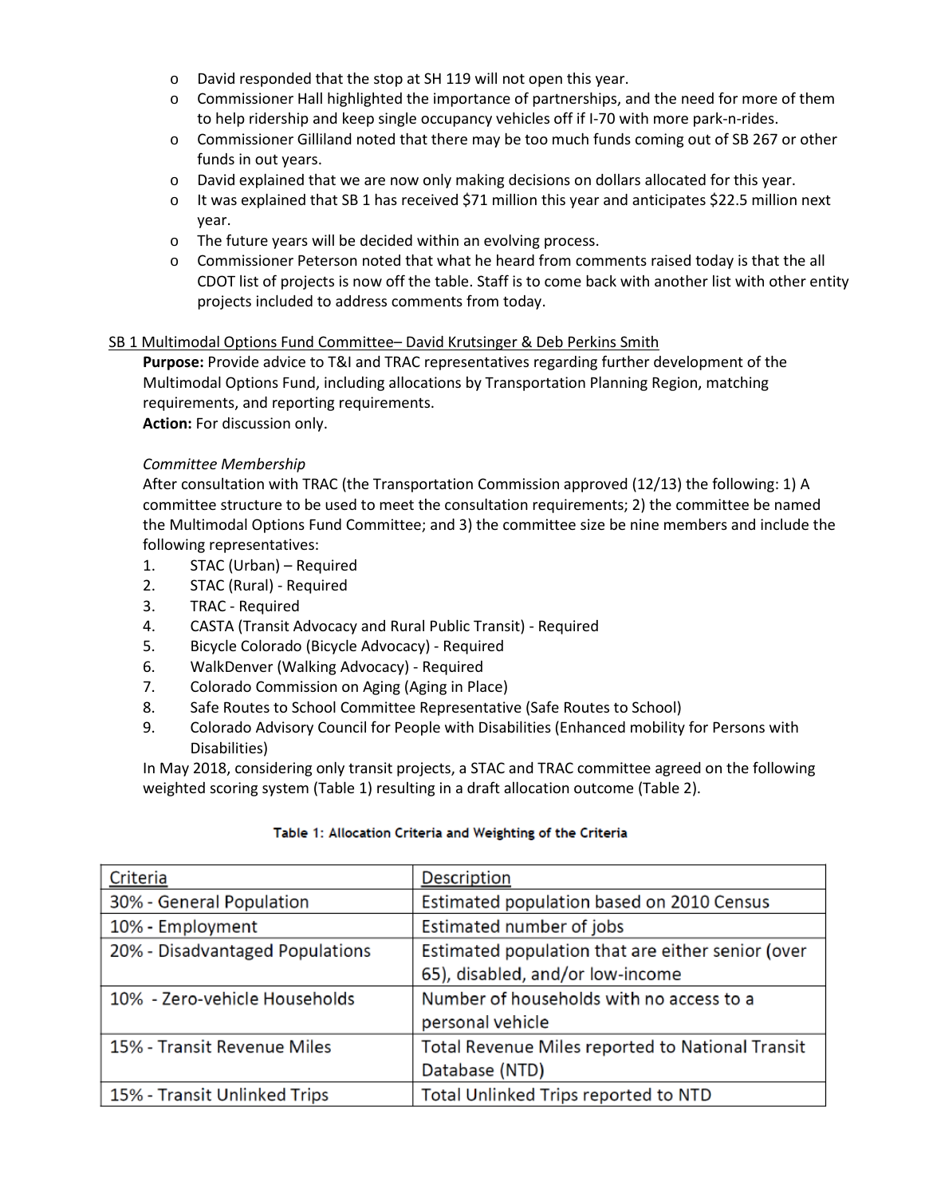- David responded that the stop at SH 119 will not open this year.
- Commissioner Hall highlighted the importance of partnerships, and the need for more of them to help ridership and keep single occupancy vehicles off if I-70 with more park-n-rides.
- Commissioner Gilliland noted that there may be too much funds coming out of SB 267 or other funds in out years.
- David explained that we are now only making decisions on dollars allocated for this year.
- It was explained that SB 1 has received $71 million this year and anticipates $22.5 million next year.
- The future years will be decided within an evolving process.
- Commissioner Peterson noted that what he heard from comments raised today is that the all CDOT list of projects is now off the table. Staff is to come back with another list with other entity projects included to address comments from today.

<u>SB 1 Multimodal Options Fund Committee– David Krutsinger & Deb Perkins Smith</u>

**Purpose:** Provide advice to T&I and TRAC representatives regarding further development of the Multimodal Options Fund, including allocations by Transportation Planning Region, matching requirements, and reporting requirements.

**Action:** For discussion only.

*Committee Membership*

After consultation with TRAC (the Transportation Commission approved (12/13) the following: 1) A committee structure to be used to meet the consultation requirements; 2) the committee be named the Multimodal Options Fund Committee; and 3) the committee size be nine members and include the following representatives:

1. STAC (Urban) – Required
2. STAC (Rural) - Required
3. TRAC - Required
4. CASTA (Transit Advocacy and Rural Public Transit) - Required
5. Bicycle Colorado (Bicycle Advocacy) - Required
6. WalkDenver (Walking Advocacy) - Required
7. Colorado Commission on Aging (Aging in Place)
8. Safe Routes to School Committee Representative (Safe Routes to School)
9. Colorado Advisory Council for People with Disabilities (Enhanced mobility for Persons with Disabilities)

In May 2018, considering only transit projects, a STAC and TRAC committee agreed on the following weighted scoring system (Table 1) resulting in a draft allocation outcome (Table 2).

**Table 1: Allocation Criteria and Weighting of the Criteria**

| <u>Criteria</u> | <u>Description</u> |
|---|---|
| 30% - General Population | Estimated population based on 2010 Census |
| 10% - Employment | Estimated number of jobs |
| 20% - Disadvantaged Populations | Estimated population that are either senior (over 65), disabled, and/or low-income |
| 10% - Zero-vehicle Households | Number of households with no access to a personal vehicle |
| 15% - Transit Revenue Miles | Total Revenue Miles reported to National Transit Database (NTD) |
| 15% - Transit Unlinked Trips | Total Unlinked Trips reported to NTD |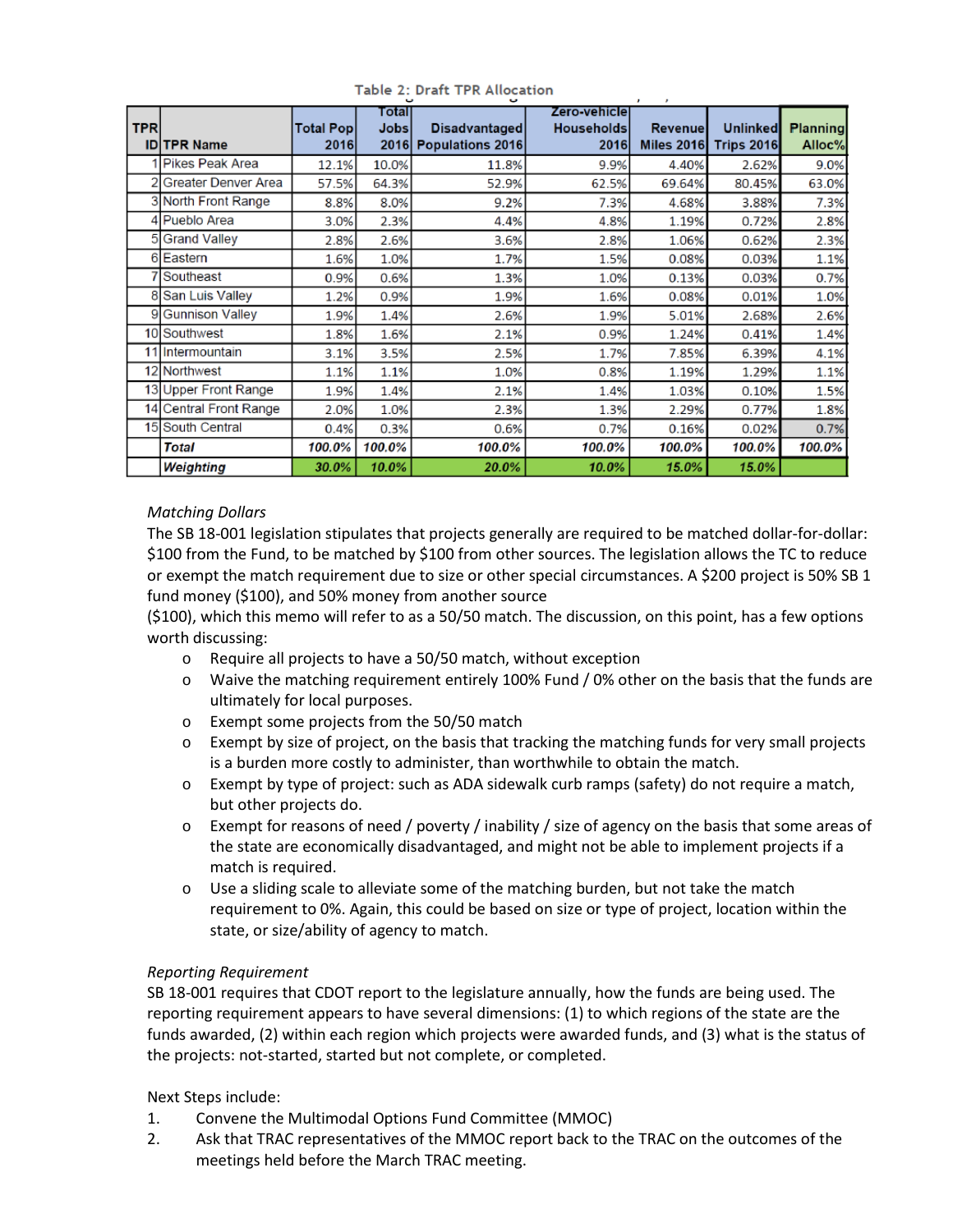Table 2: Draft TPR Allocation

| TPR ID | TPR Name | Total Pop 2016 | Total Jobs 2016 | Disadvantaged Populations 2016 | Zero-vehicle Households 2016 | Revenue Miles 2016 | Unlinked Trips 2016 | Planning Alloc% |
|---|---|---|---|---|---|---|---|---|
| 1 | Pikes Peak Area | 12.1% | 10.0% | 11.8% | 9.9% | 4.40% | 2.62% | 9.0% |
| 2 | Greater Denver Area | 57.5% | 64.3% | 52.9% | 62.5% | 69.64% | 80.45% | 63.0% |
| 3 | North Front Range | 8.8% | 8.0% | 9.2% | 7.3% | 4.68% | 3.88% | 7.3% |
| 4 | Pueblo Area | 3.0% | 2.3% | 4.4% | 4.8% | 1.19% | 0.72% | 2.8% |
| 5 | Grand Valley | 2.8% | 2.6% | 3.6% | 2.8% | 1.06% | 0.62% | 2.3% |
| 6 | Eastern | 1.6% | 1.0% | 1.7% | 1.5% | 0.08% | 0.03% | 1.1% |
| 7 | Southeast | 0.9% | 0.6% | 1.3% | 1.0% | 0.13% | 0.03% | 0.7% |
| 8 | San Luis Valley | 1.2% | 0.9% | 1.9% | 1.6% | 0.08% | 0.01% | 1.0% |
| 9 | Gunnison Valley | 1.9% | 1.4% | 2.6% | 1.9% | 5.01% | 2.68% | 2.6% |
| 10 | Southwest | 1.8% | 1.6% | 2.1% | 0.9% | 1.24% | 0.41% | 1.4% |
| 11 | Intermountain | 3.1% | 3.5% | 2.5% | 1.7% | 7.85% | 6.39% | 4.1% |
| 12 | Northwest | 1.1% | 1.1% | 1.0% | 0.8% | 1.19% | 1.29% | 1.1% |
| 13 | Upper Front Range | 1.9% | 1.4% | 2.1% | 1.4% | 1.03% | 0.10% | 1.5% |
| 14 | Central Front Range | 2.0% | 1.0% | 2.3% | 1.3% | 2.29% | 0.77% | 1.8% |
| 15 | South Central | 0.4% | 0.3% | 0.6% | 0.7% | 0.16% | 0.02% | 0.7% |
| | ***Total*** | ***100.0%*** | ***100.0%*** | ***100.0%*** | ***100.0%*** | ***100.0%*** | ***100.0%*** | ***100.0%*** |
| | ***Weighting*** | ***30.0%*** | ***10.0%*** | ***20.0%*** | ***10.0%*** | ***15.0%*** | ***15.0%*** | |

*Matching Dollars*

The SB 18-001 legislation stipulates that projects generally are required to be matched dollar-for-dollar: $100 from the Fund, to be matched by $100 from other sources. The legislation allows the TC to reduce or exempt the match requirement due to size or other special circumstances. A $200 project is 50% SB 1 fund money ($100), and 50% money from another source ($100), which this memo will refer to as a 50/50 match. The discussion, on this point, has a few options worth discussing:

- Require all projects to have a 50/50 match, without exception
- Waive the matching requirement entirely 100% Fund / 0% other on the basis that the funds are ultimately for local purposes.
- Exempt some projects from the 50/50 match
- Exempt by size of project, on the basis that tracking the matching funds for very small projects is a burden more costly to administer, than worthwhile to obtain the match.
- Exempt by type of project: such as ADA sidewalk curb ramps (safety) do not require a match, but other projects do.
- Exempt for reasons of need / poverty / inability / size of agency on the basis that some areas of the state are economically disadvantaged, and might not be able to implement projects if a match is required.
- Use a sliding scale to alleviate some of the matching burden, but not take the match requirement to 0%. Again, this could be based on size or type of project, location within the state, or size/ability of agency to match.

*Reporting Requirement*

SB 18-001 requires that CDOT report to the legislature annually, how the funds are being used. The reporting requirement appears to have several dimensions: (1) to which regions of the state are the funds awarded, (2) within each region which projects were awarded funds, and (3) what is the status of the projects: not-started, started but not complete, or completed.

Next Steps include:

1. Convene the Multimodal Options Fund Committee (MMOC)
2. Ask that TRAC representatives of the MMOC report back to the TRAC on the outcomes of the meetings held before the March TRAC meeting.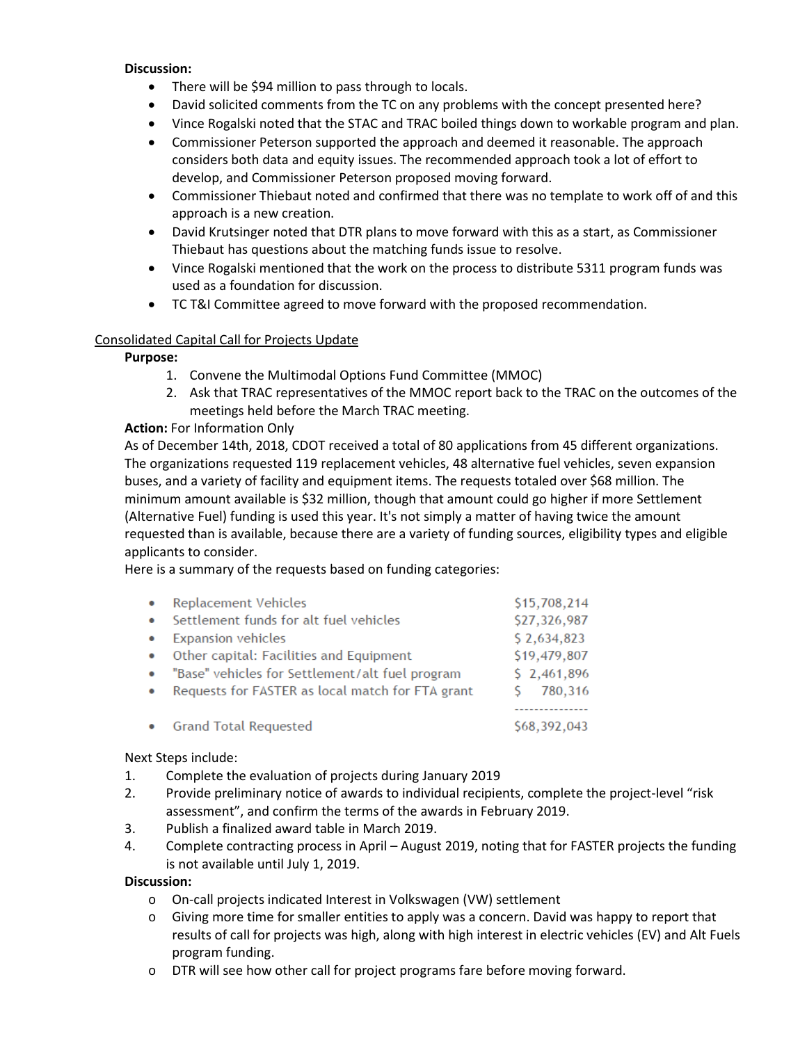**Discussion:**

- There will be $94 million to pass through to locals.
- David solicited comments from the TC on any problems with the concept presented here?
- Vince Rogalski noted that the STAC and TRAC boiled things down to workable program and plan.
- Commissioner Peterson supported the approach and deemed it reasonable. The approach considers both data and equity issues. The recommended approach took a lot of effort to develop, and Commissioner Peterson proposed moving forward.
- Commissioner Thiebaut noted and confirmed that there was no template to work off of and this approach is a new creation.
- David Krutsinger noted that DTR plans to move forward with this as a start, as Commissioner Thiebaut has questions about the matching funds issue to resolve.
- Vince Rogalski mentioned that the work on the process to distribute 5311 program funds was used as a foundation for discussion.
- TC T&I Committee agreed to move forward with the proposed recommendation.

<u>Consolidated Capital Call for Projects Update</u>

**Purpose:**

1. Convene the Multimodal Options Fund Committee (MMOC)
2. Ask that TRAC representatives of the MMOC report back to the TRAC on the outcomes of the meetings held before the March TRAC meeting.

**Action:** For Information Only

As of December 14th, 2018, CDOT received a total of 80 applications from 45 different organizations. The organizations requested 119 replacement vehicles, 48 alternative fuel vehicles, seven expansion buses, and a variety of facility and equipment items. The requests totaled over $68 million. The minimum amount available is $32 million, though that amount could go higher if more Settlement (Alternative Fuel) funding is used this year. It's not simply a matter of having twice the amount requested than is available, because there are a variety of funding sources, eligibility types and eligible applicants to consider.

Here is a summary of the requests based on funding categories:

| | |
|---|---|
| • Replacement Vehicles | $15,708,214 |
| • Settlement funds for alt fuel vehicles | $27,326,987 |
| • Expansion vehicles | $ 2,634,823 |
| • Other capital: Facilities and Equipment | $19,479,807 |
| • "Base" vehicles for Settlement/alt fuel program | $ 2,461,896 |
| • Requests for FASTER as local match for FTA grant | $ 780,316 |
| | --------------- |
| • Grand Total Requested | $68,392,043 |

Next Steps include:

1. Complete the evaluation of projects during January 2019
2. Provide preliminary notice of awards to individual recipients, complete the project-level "risk assessment", and confirm the terms of the awards in February 2019.
3. Publish a finalized award table in March 2019.
4. Complete contracting process in April – August 2019, noting that for FASTER projects the funding is not available until July 1, 2019.

**Discussion:**

- On-call projects indicated Interest in Volkswagen (VW) settlement
- Giving more time for smaller entities to apply was a concern. David was happy to report that results of call for projects was high, along with high interest in electric vehicles (EV) and Alt Fuels program funding.
- DTR will see how other call for project programs fare before moving forward.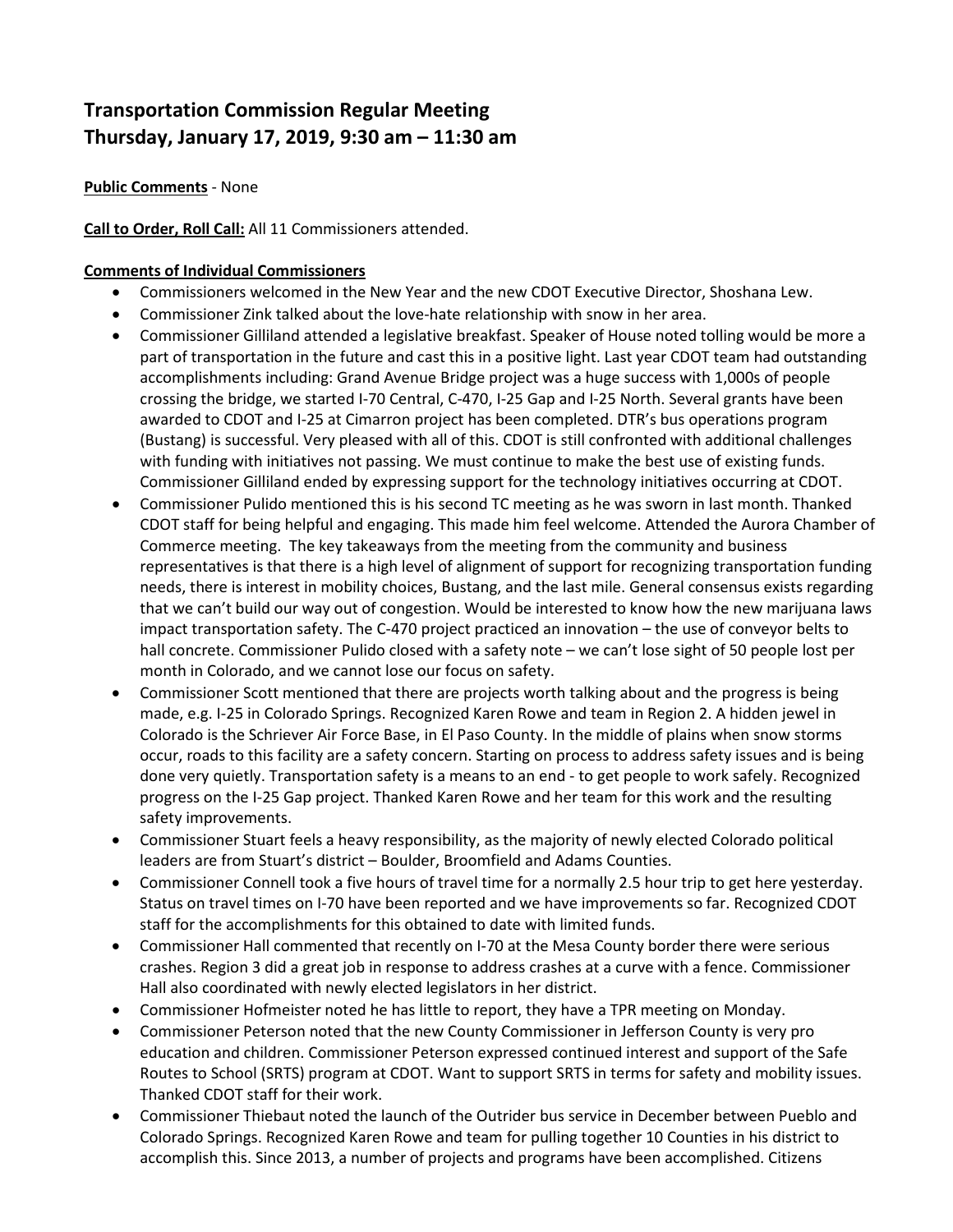## Transportation Commission Regular Meeting
## Thursday, January 17, 2019, 9:30 am – 11:30 am

**Public Comments** - None

**Call to Order, Roll Call:** All 11 Commissioners attended.

**Comments of Individual Commissioners**

- Commissioners welcomed in the New Year and the new CDOT Executive Director, Shoshana Lew.
- Commissioner Zink talked about the love-hate relationship with snow in her area.
- Commissioner Gilliland attended a legislative breakfast. Speaker of House noted tolling would be more a part of transportation in the future and cast this in a positive light. Last year CDOT team had outstanding accomplishments including: Grand Avenue Bridge project was a huge success with 1,000s of people crossing the bridge, we started I-70 Central, C-470, I-25 Gap and I-25 North. Several grants have been awarded to CDOT and I-25 at Cimarron project has been completed. DTR's bus operations program (Bustang) is successful. Very pleased with all of this. CDOT is still confronted with additional challenges with funding with initiatives not passing. We must continue to make the best use of existing funds. Commissioner Gilliland ended by expressing support for the technology initiatives occurring at CDOT.
- Commissioner Pulido mentioned this is his second TC meeting as he was sworn in last month. Thanked CDOT staff for being helpful and engaging. This made him feel welcome. Attended the Aurora Chamber of Commerce meeting. The key takeaways from the meeting from the community and business representatives is that there is a high level of alignment of support for recognizing transportation funding needs, there is interest in mobility choices, Bustang, and the last mile. General consensus exists regarding that we can't build our way out of congestion. Would be interested to know how the new marijuana laws impact transportation safety. The C-470 project practiced an innovation – the use of conveyor belts to hall concrete. Commissioner Pulido closed with a safety note – we can't lose sight of 50 people lost per month in Colorado, and we cannot lose our focus on safety.
- Commissioner Scott mentioned that there are projects worth talking about and the progress is being made, e.g. I-25 in Colorado Springs. Recognized Karen Rowe and team in Region 2. A hidden jewel in Colorado is the Schriever Air Force Base, in El Paso County. In the middle of plains when snow storms occur, roads to this facility are a safety concern. Starting on process to address safety issues and is being done very quietly. Transportation safety is a means to an end - to get people to work safely. Recognized progress on the I-25 Gap project. Thanked Karen Rowe and her team for this work and the resulting safety improvements.
- Commissioner Stuart feels a heavy responsibility, as the majority of newly elected Colorado political leaders are from Stuart's district – Boulder, Broomfield and Adams Counties.
- Commissioner Connell took a five hours of travel time for a normally 2.5 hour trip to get here yesterday. Status on travel times on I-70 have been reported and we have improvements so far. Recognized CDOT staff for the accomplishments for this obtained to date with limited funds.
- Commissioner Hall commented that recently on I-70 at the Mesa County border there were serious crashes. Region 3 did a great job in response to address crashes at a curve with a fence. Commissioner Hall also coordinated with newly elected legislators in her district.
- Commissioner Hofmeister noted he has little to report, they have a TPR meeting on Monday.
- Commissioner Peterson noted that the new County Commissioner in Jefferson County is very pro education and children. Commissioner Peterson expressed continued interest and support of the Safe Routes to School (SRTS) program at CDOT. Want to support SRTS in terms for safety and mobility issues. Thanked CDOT staff for their work.
- Commissioner Thiebaut noted the launch of the Outrider bus service in December between Pueblo and Colorado Springs. Recognized Karen Rowe and team for pulling together 10 Counties in his district to accomplish this. Since 2013, a number of projects and programs have been accomplished. Citizens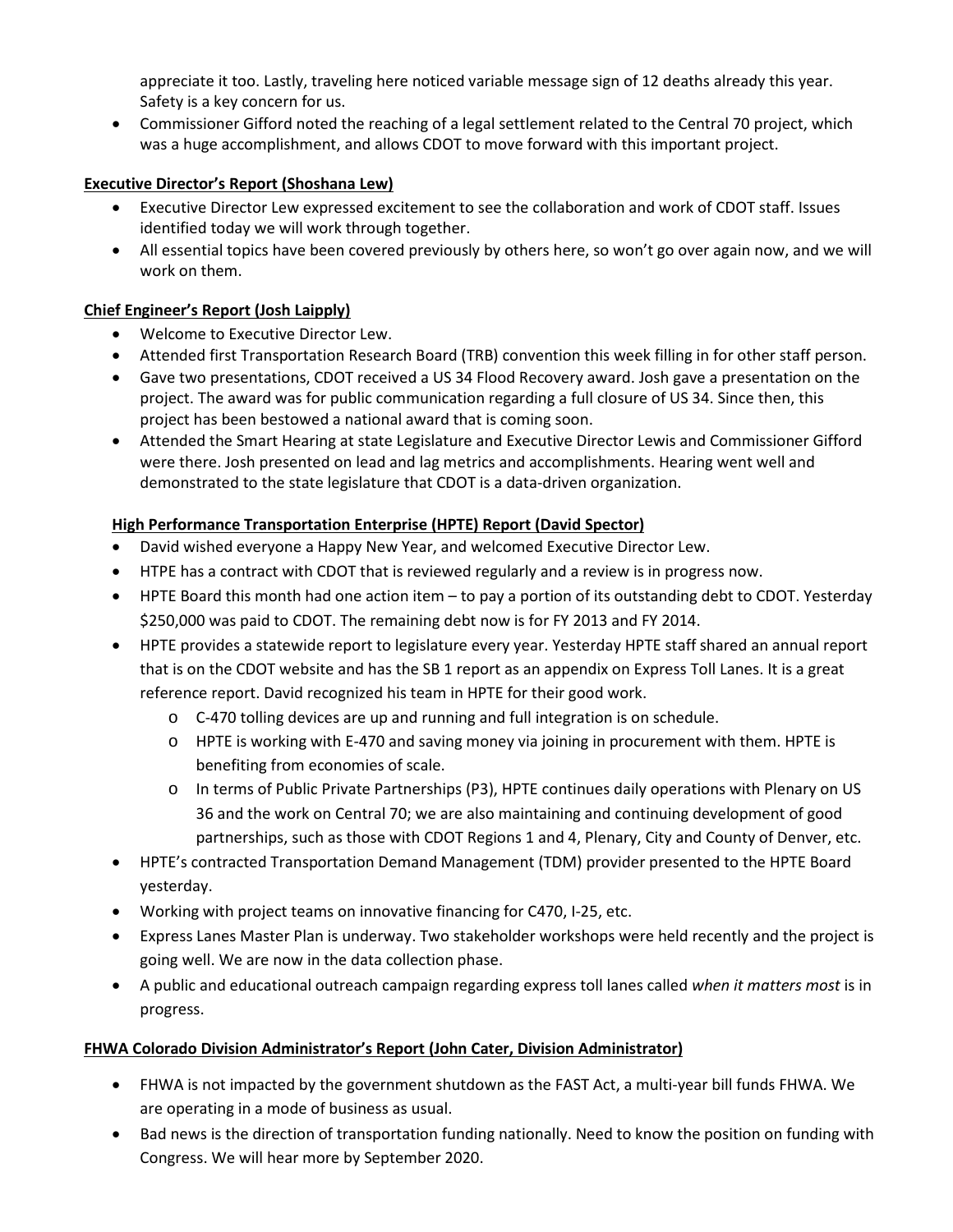appreciate it too. Lastly, traveling here noticed variable message sign of 12 deaths already this year. Safety is a key concern for us.

- Commissioner Gifford noted the reaching of a legal settlement related to the Central 70 project, which was a huge accomplishment, and allows CDOT to move forward with this important project.

**Executive Director's Report (Shoshana Lew)**

- Executive Director Lew expressed excitement to see the collaboration and work of CDOT staff. Issues identified today we will work through together.
- All essential topics have been covered previously by others here, so won't go over again now, and we will work on them.

**Chief Engineer's Report (Josh Laipply)**

- Welcome to Executive Director Lew.
- Attended first Transportation Research Board (TRB) convention this week filling in for other staff person.
- Gave two presentations, CDOT received a US 34 Flood Recovery award. Josh gave a presentation on the project. The award was for public communication regarding a full closure of US 34. Since then, this project has been bestowed a national award that is coming soon.
- Attended the Smart Hearing at state Legislature and Executive Director Lewis and Commissioner Gifford were there. Josh presented on lead and lag metrics and accomplishments. Hearing went well and demonstrated to the state legislature that CDOT is a data-driven organization.

**High Performance Transportation Enterprise (HPTE) Report (David Spector)**

- David wished everyone a Happy New Year, and welcomed Executive Director Lew.
- HTPE has a contract with CDOT that is reviewed regularly and a review is in progress now.
- HPTE Board this month had one action item – to pay a portion of its outstanding debt to CDOT. Yesterday $250,000 was paid to CDOT. The remaining debt now is for FY 2013 and FY 2014.
- HPTE provides a statewide report to legislature every year. Yesterday HPTE staff shared an annual report that is on the CDOT website and has the SB 1 report as an appendix on Express Toll Lanes. It is a great reference report. David recognized his team in HPTE for their good work.
  - C-470 tolling devices are up and running and full integration is on schedule.
  - HPTE is working with E-470 and saving money via joining in procurement with them. HPTE is benefiting from economies of scale.
  - In terms of Public Private Partnerships (P3), HPTE continues daily operations with Plenary on US 36 and the work on Central 70; we are also maintaining and continuing development of good partnerships, such as those with CDOT Regions 1 and 4, Plenary, City and County of Denver, etc.
- HPTE's contracted Transportation Demand Management (TDM) provider presented to the HPTE Board yesterday.
- Working with project teams on innovative financing for C470, I-25, etc.
- Express Lanes Master Plan is underway. Two stakeholder workshops were held recently and the project is going well. We are now in the data collection phase.
- A public and educational outreach campaign regarding express toll lanes called *when it matters most* is in progress.

**FHWA Colorado Division Administrator's Report (John Cater, Division Administrator)**

- FHWA is not impacted by the government shutdown as the FAST Act, a multi-year bill funds FHWA. We are operating in a mode of business as usual.
- Bad news is the direction of transportation funding nationally. Need to know the position on funding with Congress. We will hear more by September 2020.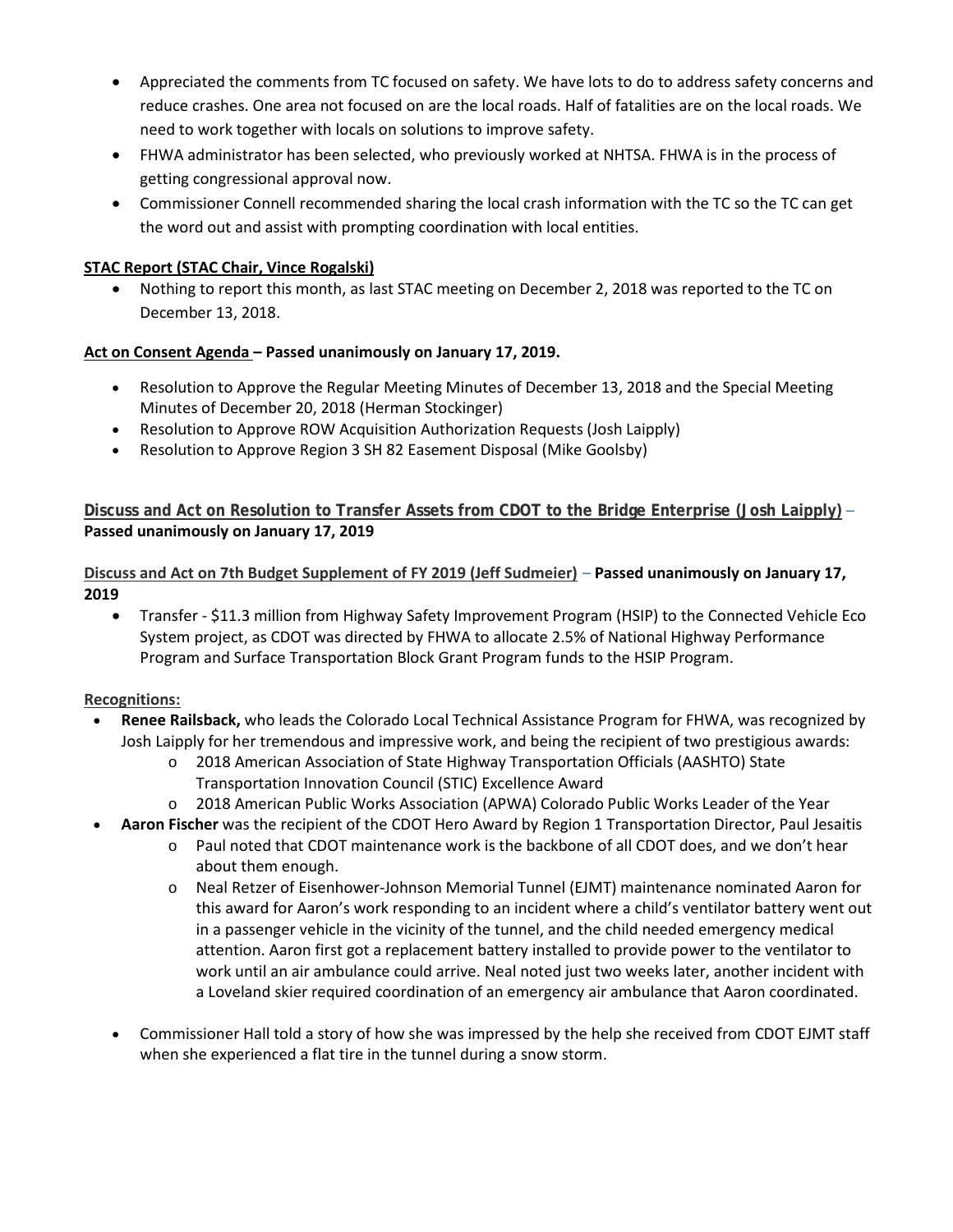- Appreciated the comments from TC focused on safety. We have lots to do to address safety concerns and reduce crashes. One area not focused on are the local roads. Half of fatalities are on the local roads. We need to work together with locals on solutions to improve safety.
- FHWA administrator has been selected, who previously worked at NHTSA. FHWA is in the process of getting congressional approval now.
- Commissioner Connell recommended sharing the local crash information with the TC so the TC can get the word out and assist with prompting coordination with local entities.

**STAC Report (STAC Chair, Vince Rogalski)**

- Nothing to report this month, as last STAC meeting on December 2, 2018 was reported to the TC on December 13, 2018.

**Act on Consent Agenda – Passed unanimously on January 17, 2019.**

- Resolution to Approve the Regular Meeting Minutes of December 13, 2018 and the Special Meeting Minutes of December 20, 2018 (Herman Stockinger)
- Resolution to Approve ROW Acquisition Authorization Requests (Josh Laipply)
- Resolution to Approve Region 3 SH 82 Easement Disposal (Mike Goolsby)

**Discuss and Act on Resolution to Transfer Assets from CDOT to the Bridge Enterprise (Josh Laipply) – Passed unanimously on January 17, 2019**

**Discuss and Act on 7th Budget Supplement of FY 2019 (Jeff Sudmeier) – Passed unanimously on January 17, 2019**

- Transfer - $11.3 million from Highway Safety Improvement Program (HSIP) to the Connected Vehicle Eco System project, as CDOT was directed by FHWA to allocate 2.5% of National Highway Performance Program and Surface Transportation Block Grant Program funds to the HSIP Program.

**Recognitions:**

- **Renee Railsback,** who leads the Colorado Local Technical Assistance Program for FHWA, was recognized by Josh Laipply for her tremendous and impressive work, and being the recipient of two prestigious awards:
  - 2018 American Association of State Highway Transportation Officials (AASHTO) State Transportation Innovation Council (STIC) Excellence Award
  - 2018 American Public Works Association (APWA) Colorado Public Works Leader of the Year
- **Aaron Fischer** was the recipient of the CDOT Hero Award by Region 1 Transportation Director, Paul Jesaitis
  - Paul noted that CDOT maintenance work is the backbone of all CDOT does, and we don't hear about them enough.
  - Neal Retzer of Eisenhower-Johnson Memorial Tunnel (EJMT) maintenance nominated Aaron for this award for Aaron's work responding to an incident where a child's ventilator battery went out in a passenger vehicle in the vicinity of the tunnel, and the child needed emergency medical attention. Aaron first got a replacement battery installed to provide power to the ventilator to work until an air ambulance could arrive. Neal noted just two weeks later, another incident with a Loveland skier required coordination of an emergency air ambulance that Aaron coordinated.
- Commissioner Hall told a story of how she was impressed by the help she received from CDOT EJMT staff when she experienced a flat tire in the tunnel during a snow storm.